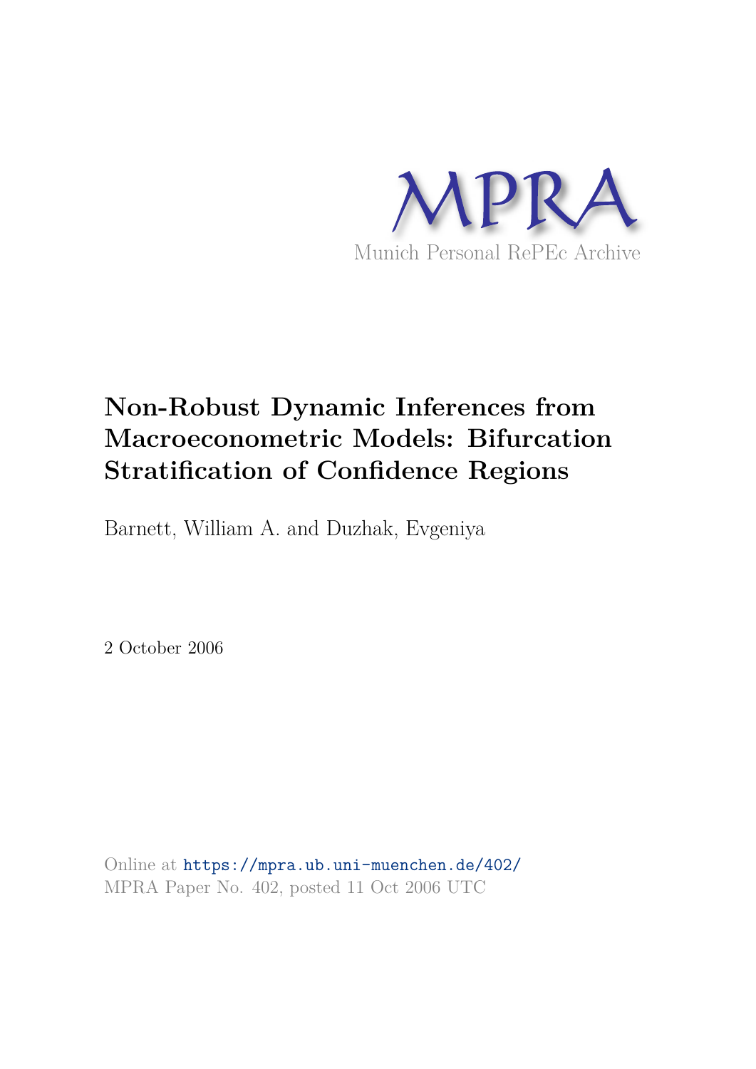MPRA

Munich Personal RePEc Archive

# Non-Robust Dynamic Inferences from Macroeconometric Models: Bifurcation Stratification of Confidence Regions

Barnett, William A. and Duzhak, Evgeniya

2 October 2006

Online at https://mpra.ub.uni-muenchen.de/402/
MPRA Paper No. 402, posted 11 Oct 2006 UTC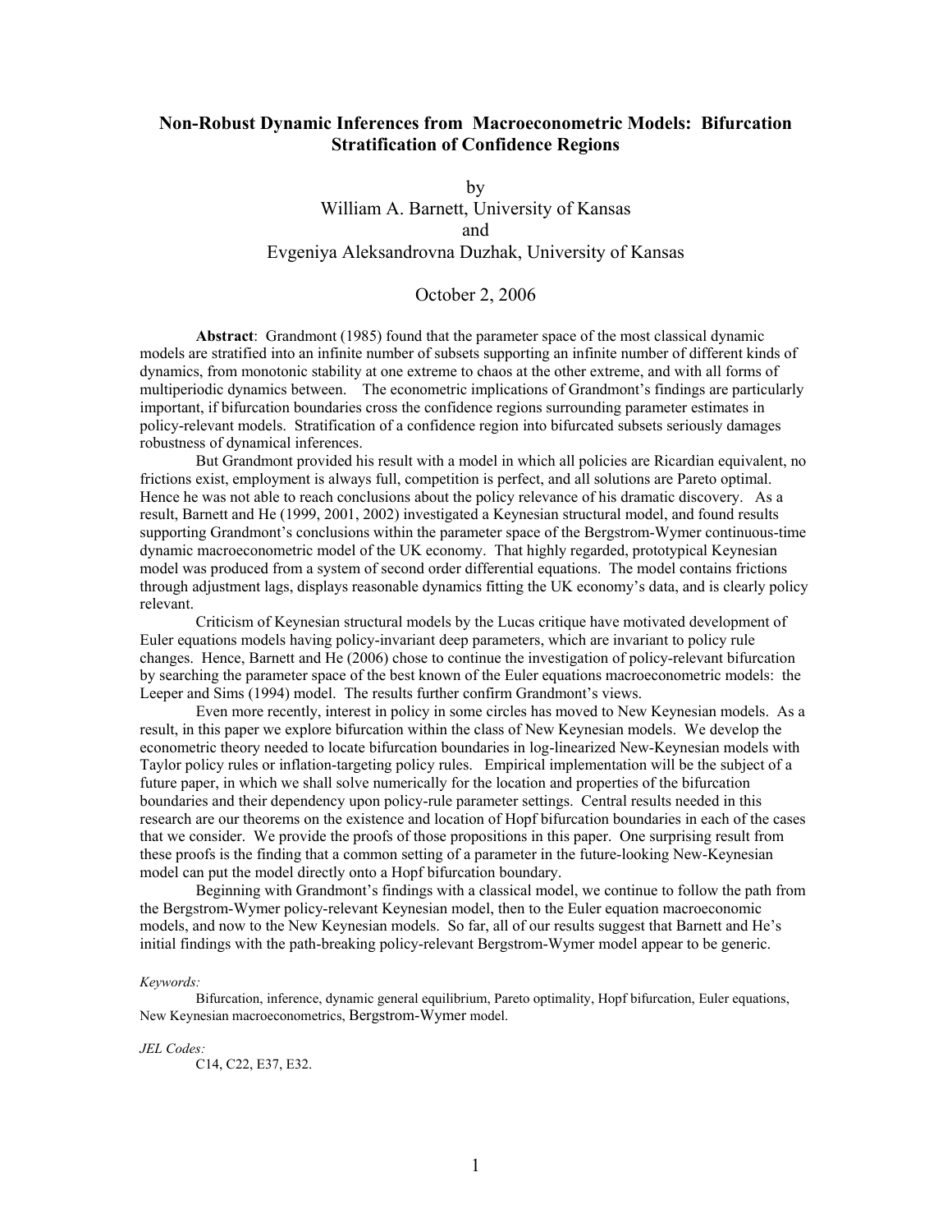# Non-Robust Dynamic Inferences from Macroeconometric Models: Bifurcation Stratification of Confidence Regions

by

William A. Barnett, University of Kansas

and

Evgeniya Aleksandrovna Duzhak, University of Kansas

October 2, 2006

**Abstract**: Grandmont (1985) found that the parameter space of the most classical dynamic models are stratified into an infinite number of subsets supporting an infinite number of different kinds of dynamics, from monotonic stability at one extreme to chaos at the other extreme, and with all forms of multiperiodic dynamics between. The econometric implications of Grandmont's findings are particularly important, if bifurcation boundaries cross the confidence regions surrounding parameter estimates in policy-relevant models. Stratification of a confidence region into bifurcated subsets seriously damages robustness of dynamical inferences.

But Grandmont provided his result with a model in which all policies are Ricardian equivalent, no frictions exist, employment is always full, competition is perfect, and all solutions are Pareto optimal. Hence he was not able to reach conclusions about the policy relevance of his dramatic discovery. As a result, Barnett and He (1999, 2001, 2002) investigated a Keynesian structural model, and found results supporting Grandmont's conclusions within the parameter space of the Bergstrom-Wymer continuous-time dynamic macroeconometric model of the UK economy. That highly regarded, prototypical Keynesian model was produced from a system of second order differential equations. The model contains frictions through adjustment lags, displays reasonable dynamics fitting the UK economy's data, and is clearly policy relevant.

Criticism of Keynesian structural models by the Lucas critique have motivated development of Euler equations models having policy-invariant deep parameters, which are invariant to policy rule changes. Hence, Barnett and He (2006) chose to continue the investigation of policy-relevant bifurcation by searching the parameter space of the best known of the Euler equations macroeconometric models: the Leeper and Sims (1994) model. The results further confirm Grandmont's views.

Even more recently, interest in policy in some circles has moved to New Keynesian models. As a result, in this paper we explore bifurcation within the class of New Keynesian models. We develop the econometric theory needed to locate bifurcation boundaries in log-linearized New-Keynesian models with Taylor policy rules or inflation-targeting policy rules. Empirical implementation will be the subject of a future paper, in which we shall solve numerically for the location and properties of the bifurcation boundaries and their dependency upon policy-rule parameter settings. Central results needed in this research are our theorems on the existence and location of Hopf bifurcation boundaries in each of the cases that we consider. We provide the proofs of those propositions in this paper. One surprising result from these proofs is the finding that a common setting of a parameter in the future-looking New-Keynesian model can put the model directly onto a Hopf bifurcation boundary.

Beginning with Grandmont's findings with a classical model, we continue to follow the path from the Bergstrom-Wymer policy-relevant Keynesian model, then to the Euler equation macroeconomic models, and now to the New Keynesian models. So far, all of our results suggest that Barnett and He's initial findings with the path-breaking policy-relevant Bergstrom-Wymer model appear to be generic.

*Keywords:*

Bifurcation, inference, dynamic general equilibrium, Pareto optimality, Hopf bifurcation, Euler equations, New Keynesian macroeconometrics, Bergstrom-Wymer model.

*JEL Codes:*

C14, C22, E37, E32.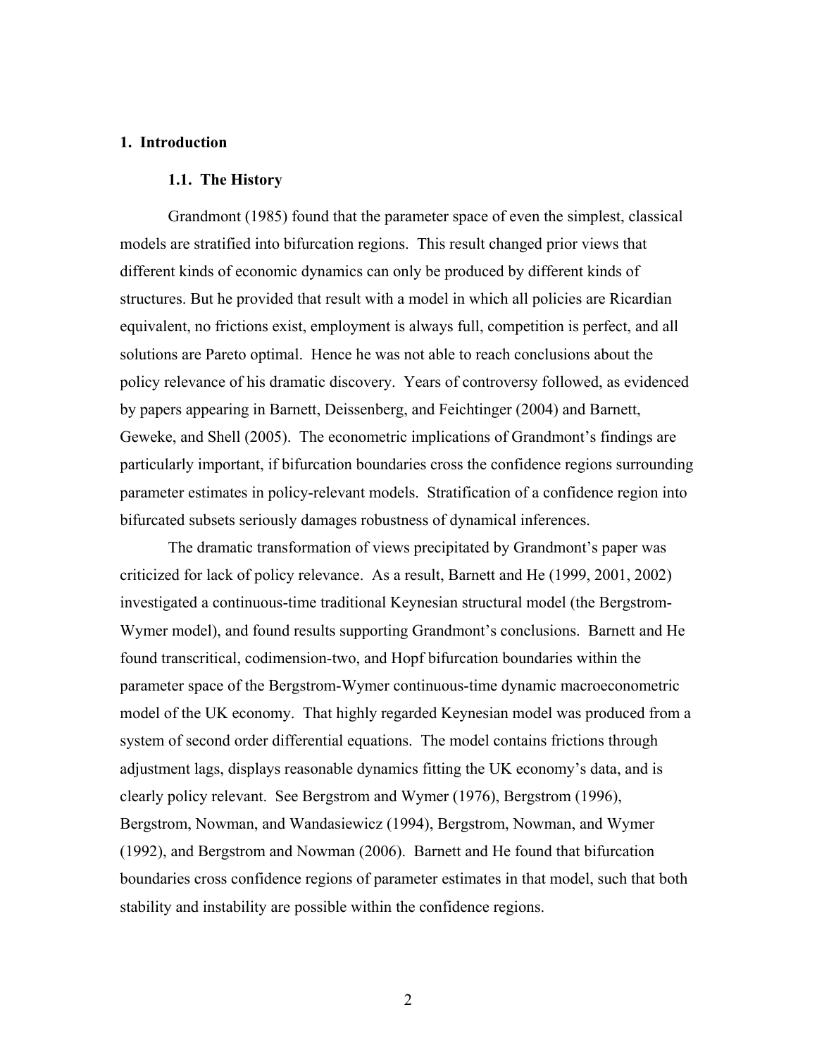# 1. Introduction

## 1.1. The History

Grandmont (1985) found that the parameter space of even the simplest, classical models are stratified into bifurcation regions. This result changed prior views that different kinds of economic dynamics can only be produced by different kinds of structures. But he provided that result with a model in which all policies are Ricardian equivalent, no frictions exist, employment is always full, competition is perfect, and all solutions are Pareto optimal. Hence he was not able to reach conclusions about the policy relevance of his dramatic discovery. Years of controversy followed, as evidenced by papers appearing in Barnett, Deissenberg, and Feichtinger (2004) and Barnett, Geweke, and Shell (2005). The econometric implications of Grandmont's findings are particularly important, if bifurcation boundaries cross the confidence regions surrounding parameter estimates in policy-relevant models. Stratification of a confidence region into bifurcated subsets seriously damages robustness of dynamical inferences.

The dramatic transformation of views precipitated by Grandmont's paper was criticized for lack of policy relevance. As a result, Barnett and He (1999, 2001, 2002) investigated a continuous-time traditional Keynesian structural model (the Bergstrom-Wymer model), and found results supporting Grandmont's conclusions. Barnett and He found transcritical, codimension-two, and Hopf bifurcation boundaries within the parameter space of the Bergstrom-Wymer continuous-time dynamic macroeconometric model of the UK economy. That highly regarded Keynesian model was produced from a system of second order differential equations. The model contains frictions through adjustment lags, displays reasonable dynamics fitting the UK economy's data, and is clearly policy relevant. See Bergstrom and Wymer (1976), Bergstrom (1996), Bergstrom, Nowman, and Wandasiewicz (1994), Bergstrom, Nowman, and Wymer (1992), and Bergstrom and Nowman (2006). Barnett and He found that bifurcation boundaries cross confidence regions of parameter estimates in that model, such that both stability and instability are possible within the confidence regions.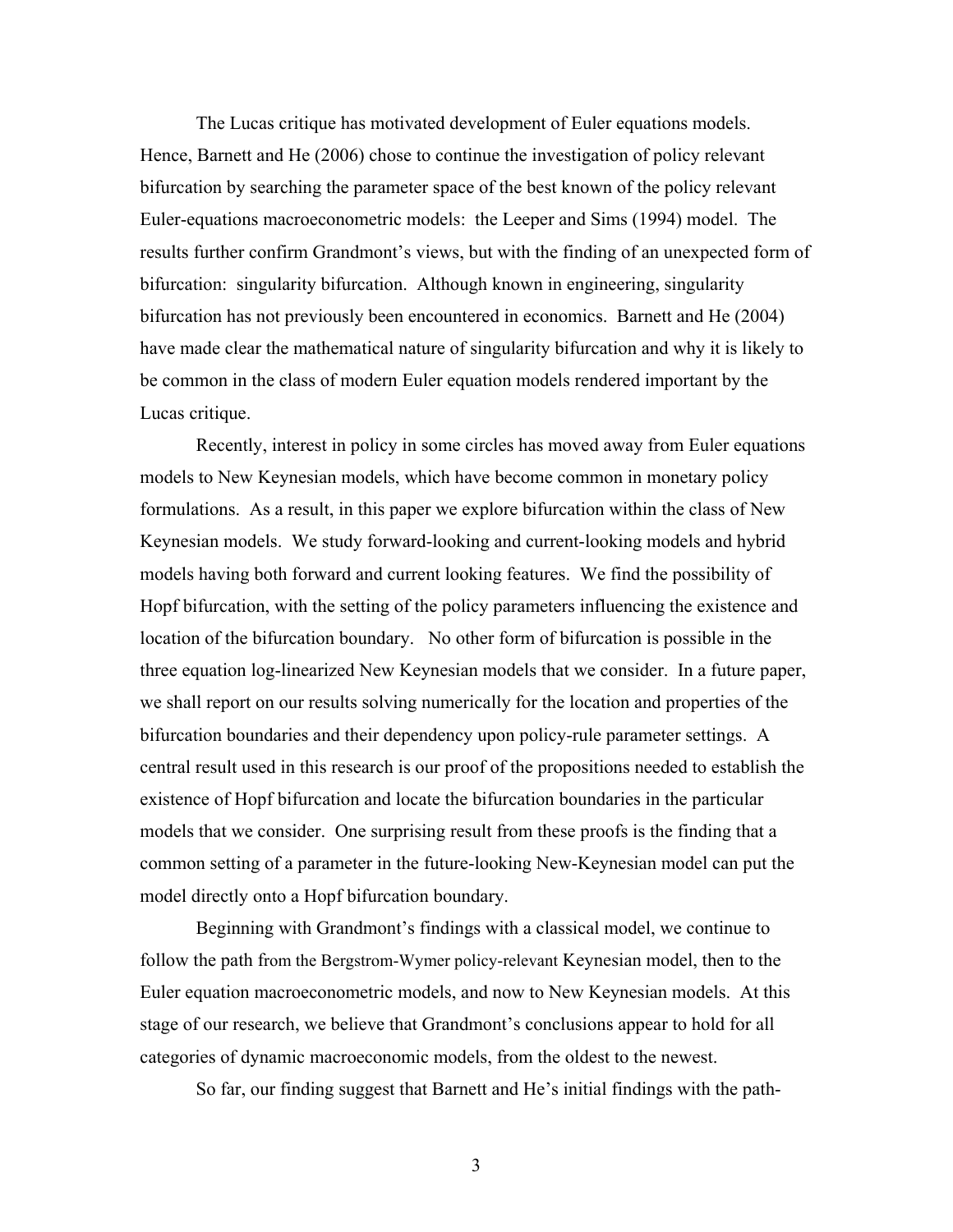The Lucas critique has motivated development of Euler equations models. Hence, Barnett and He (2006) chose to continue the investigation of policy relevant bifurcation by searching the parameter space of the best known of the policy relevant Euler-equations macroeconometric models: the Leeper and Sims (1994) model. The results further confirm Grandmont's views, but with the finding of an unexpected form of bifurcation: singularity bifurcation. Although known in engineering, singularity bifurcation has not previously been encountered in economics. Barnett and He (2004) have made clear the mathematical nature of singularity bifurcation and why it is likely to be common in the class of modern Euler equation models rendered important by the Lucas critique.

Recently, interest in policy in some circles has moved away from Euler equations models to New Keynesian models, which have become common in monetary policy formulations. As a result, in this paper we explore bifurcation within the class of New Keynesian models. We study forward-looking and current-looking models and hybrid models having both forward and current looking features. We find the possibility of Hopf bifurcation, with the setting of the policy parameters influencing the existence and location of the bifurcation boundary. No other form of bifurcation is possible in the three equation log-linearized New Keynesian models that we consider. In a future paper, we shall report on our results solving numerically for the location and properties of the bifurcation boundaries and their dependency upon policy-rule parameter settings. A central result used in this research is our proof of the propositions needed to establish the existence of Hopf bifurcation and locate the bifurcation boundaries in the particular models that we consider. One surprising result from these proofs is the finding that a common setting of a parameter in the future-looking New-Keynesian model can put the model directly onto a Hopf bifurcation boundary.

Beginning with Grandmont's findings with a classical model, we continue to follow the path from the Bergstrom-Wymer policy-relevant Keynesian model, then to the Euler equation macroeconometric models, and now to New Keynesian models. At this stage of our research, we believe that Grandmont's conclusions appear to hold for all categories of dynamic macroeconomic models, from the oldest to the newest.

So far, our finding suggest that Barnett and He's initial findings with the path-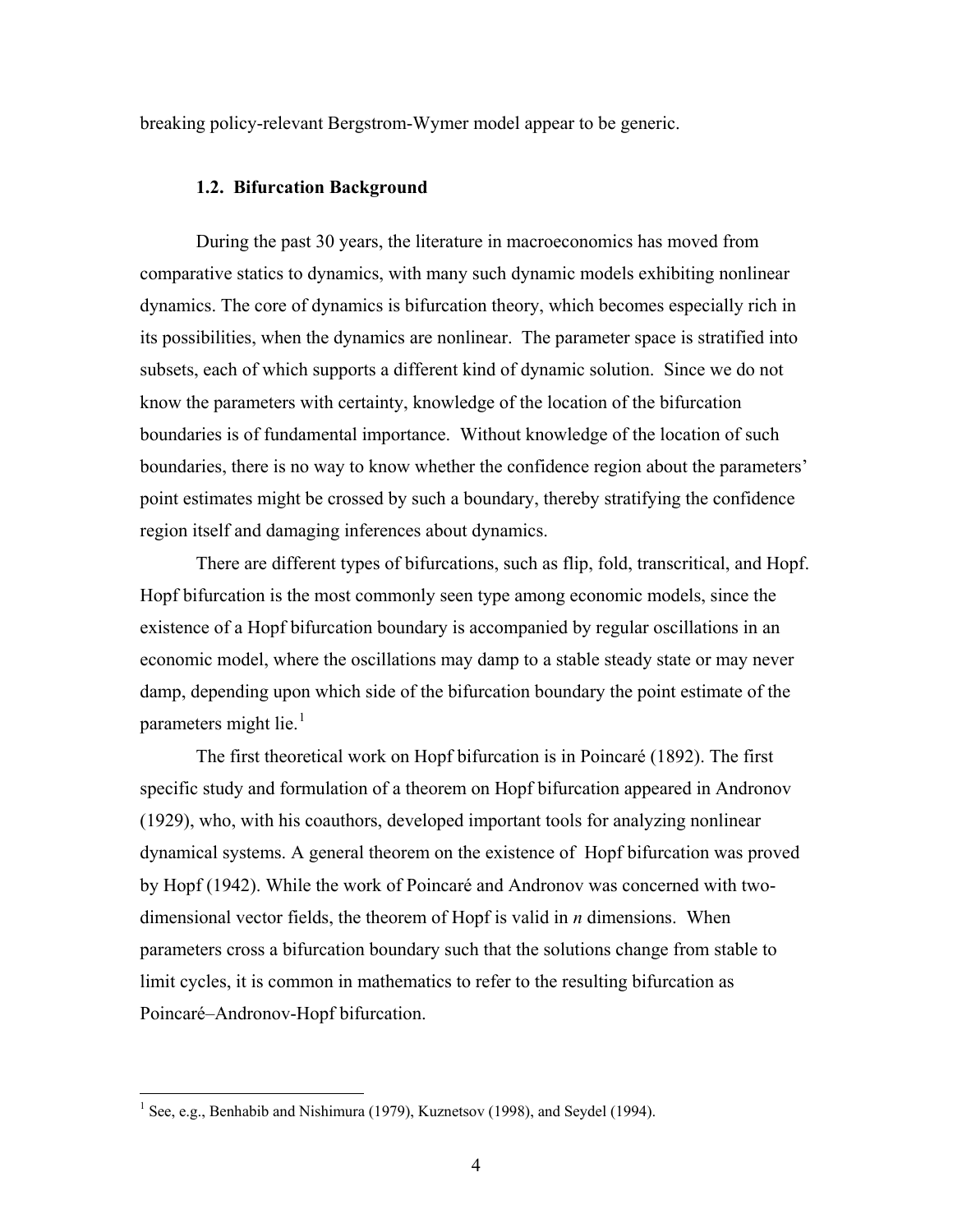breaking policy-relevant Bergstrom-Wymer model appear to be generic.

### 1.2. Bifurcation Background

During the past 30 years, the literature in macroeconomics has moved from comparative statics to dynamics, with many such dynamic models exhibiting nonlinear dynamics. The core of dynamics is bifurcation theory, which becomes especially rich in its possibilities, when the dynamics are nonlinear. The parameter space is stratified into subsets, each of which supports a different kind of dynamic solution. Since we do not know the parameters with certainty, knowledge of the location of the bifurcation boundaries is of fundamental importance. Without knowledge of the location of such boundaries, there is no way to know whether the confidence region about the parameters' point estimates might be crossed by such a boundary, thereby stratifying the confidence region itself and damaging inferences about dynamics.

There are different types of bifurcations, such as flip, fold, transcritical, and Hopf. Hopf bifurcation is the most commonly seen type among economic models, since the existence of a Hopf bifurcation boundary is accompanied by regular oscillations in an economic model, where the oscillations may damp to a stable steady state or may never damp, depending upon which side of the bifurcation boundary the point estimate of the parameters might lie.[1]

The first theoretical work on Hopf bifurcation is in Poincaré (1892). The first specific study and formulation of a theorem on Hopf bifurcation appeared in Andronov (1929), who, with his coauthors, developed important tools for analyzing nonlinear dynamical systems. A general theorem on the existence of Hopf bifurcation was proved by Hopf (1942). While the work of Poincaré and Andronov was concerned with two-dimensional vector fields, the theorem of Hopf is valid in *n* dimensions. When parameters cross a bifurcation boundary such that the solutions change from stable to limit cycles, it is common in mathematics to refer to the resulting bifurcation as Poincaré–Andronov-Hopf bifurcation.

[1] See, e.g., Benhabib and Nishimura (1979), Kuznetsov (1998), and Seydel (1994).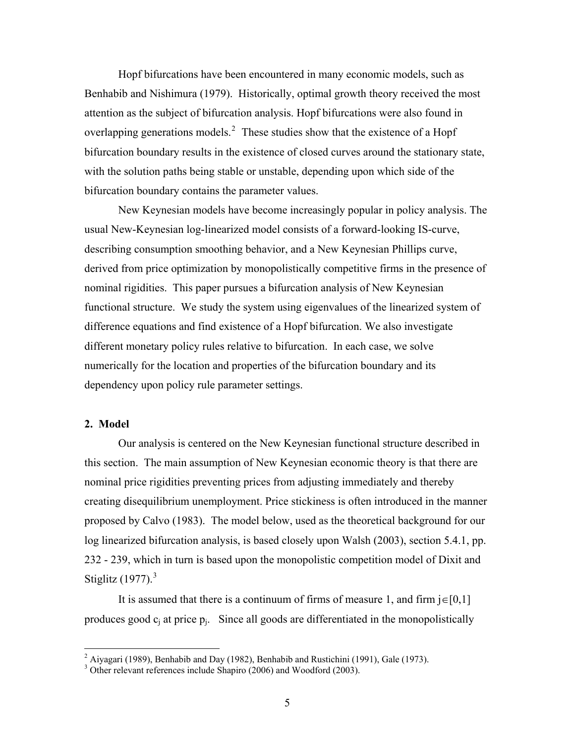Hopf bifurcations have been encountered in many economic models, such as Benhabib and Nishimura (1979). Historically, optimal growth theory received the most attention as the subject of bifurcation analysis. Hopf bifurcations were also found in overlapping generations models.[2] These studies show that the existence of a Hopf bifurcation boundary results in the existence of closed curves around the stationary state, with the solution paths being stable or unstable, depending upon which side of the bifurcation boundary contains the parameter values.

New Keynesian models have become increasingly popular in policy analysis. The usual New-Keynesian log-linearized model consists of a forward-looking IS-curve, describing consumption smoothing behavior, and a New Keynesian Phillips curve, derived from price optimization by monopolistically competitive firms in the presence of nominal rigidities. This paper pursues a bifurcation analysis of New Keynesian functional structure. We study the system using eigenvalues of the linearized system of difference equations and find existence of a Hopf bifurcation. We also investigate different monetary policy rules relative to bifurcation. In each case, we solve numerically for the location and properties of the bifurcation boundary and its dependency upon policy rule parameter settings.

## 2. Model

Our analysis is centered on the New Keynesian functional structure described in this section. The main assumption of New Keynesian economic theory is that there are nominal price rigidities preventing prices from adjusting immediately and thereby creating disequilibrium unemployment. Price stickiness is often introduced in the manner proposed by Calvo (1983). The model below, used as the theoretical background for our log linearized bifurcation analysis, is based closely upon Walsh (2003), section 5.4.1, pp. 232 - 239, which in turn is based upon the monopolistic competition model of Dixit and Stiglitz (1977).[3]

It is assumed that there is a continuum of firms of measure 1, and firm $j \in [0,1]$ produces good $c_j$ at price $p_j$. Since all goods are differentiated in the monopolistically

---

[2] Aiyagari (1989), Benhabib and Day (1982), Benhabib and Rustichini (1991), Gale (1973).

[3] Other relevant references include Shapiro (2006) and Woodford (2003).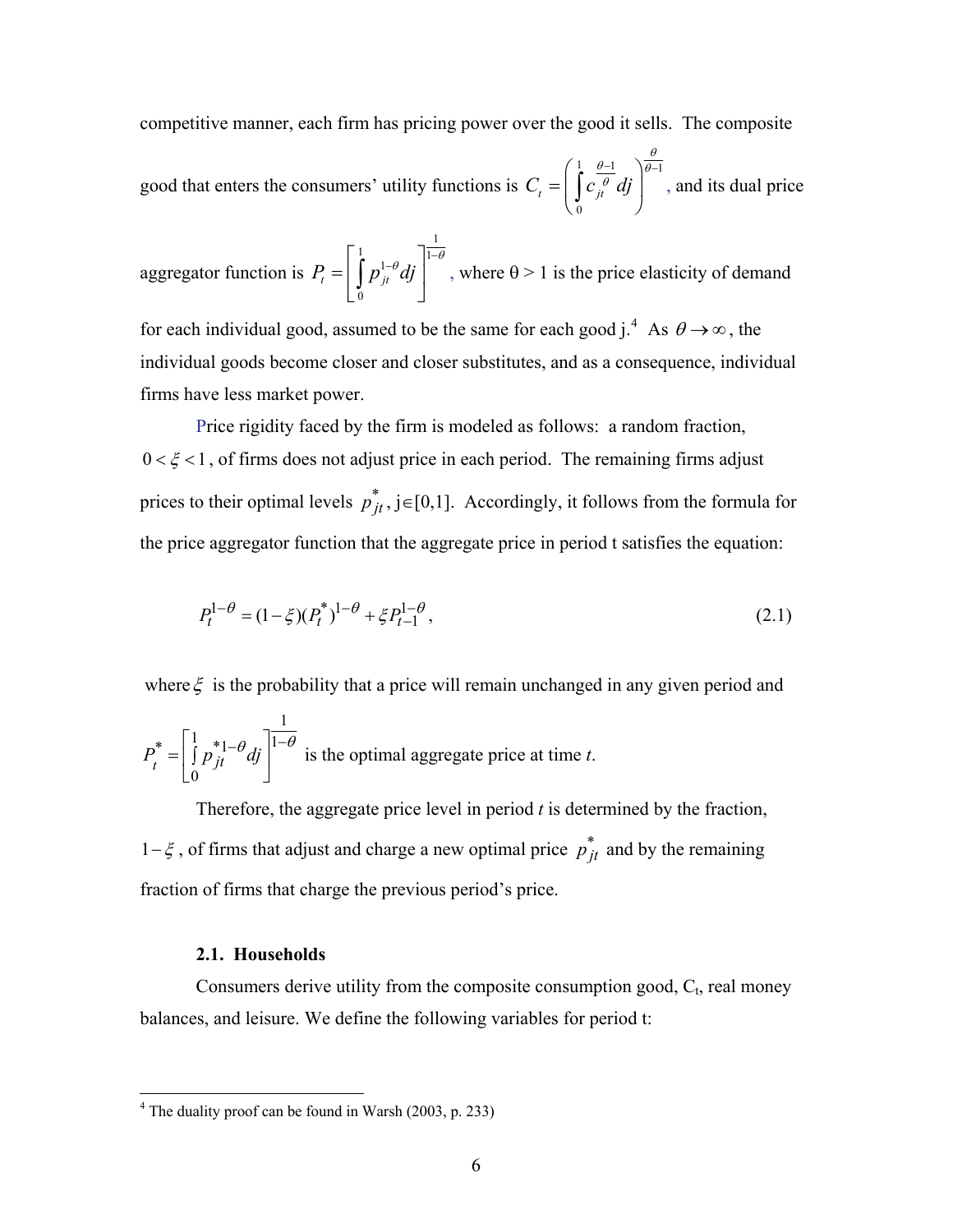competitive manner, each firm has pricing power over the good it sells. The composite good that enters the consumers' utility functions is $C_t = \left( \int_0^1 c_{jt}^{\frac{\theta-1}{\theta}} dj \right)^{\frac{\theta}{\theta-1}}$, and its dual price aggregator function is $P_t = \left[ \int_0^1 p_{jt}^{1-\theta} dj \right]^{\frac{1}{1-\theta}}$, where θ > 1 is the price elasticity of demand for each individual good, assumed to be the same for each good j.[4] As $\theta \to \infty$, the individual goods become closer and closer substitutes, and as a consequence, individual firms have less market power.

Price rigidity faced by the firm is modeled as follows: a random fraction, $0 < \xi < 1$, of firms does not adjust price in each period. The remaining firms adjust prices to their optimal levels $p_{jt}^*$, j∈[0,1]. Accordingly, it follows from the formula for the price aggregator function that the aggregate price in period t satisfies the equation:

$$P_t^{1-\theta} = (1-\xi)(P_t^*)^{1-\theta} + \xi P_{t-1}^{1-\theta}, \tag{2.1}$$

where $\xi$ is the probability that a price will remain unchanged in any given period and $P_t^* = \left[ \int_0^1 p_{jt}^{*1-\theta} dj \right]^{\frac{1}{1-\theta}}$ is the optimal aggregate price at time *t*.

Therefore, the aggregate price level in period *t* is determined by the fraction, $1-\xi$, of firms that adjust and charge a new optimal price $p_{jt}^*$ and by the remaining fraction of firms that charge the previous period's price.

### 2.1. Households

Consumers derive utility from the composite consumption good, $C_t$, real money balances, and leisure. We define the following variables for period t:

[4] The duality proof can be found in Warsh (2003, p. 233)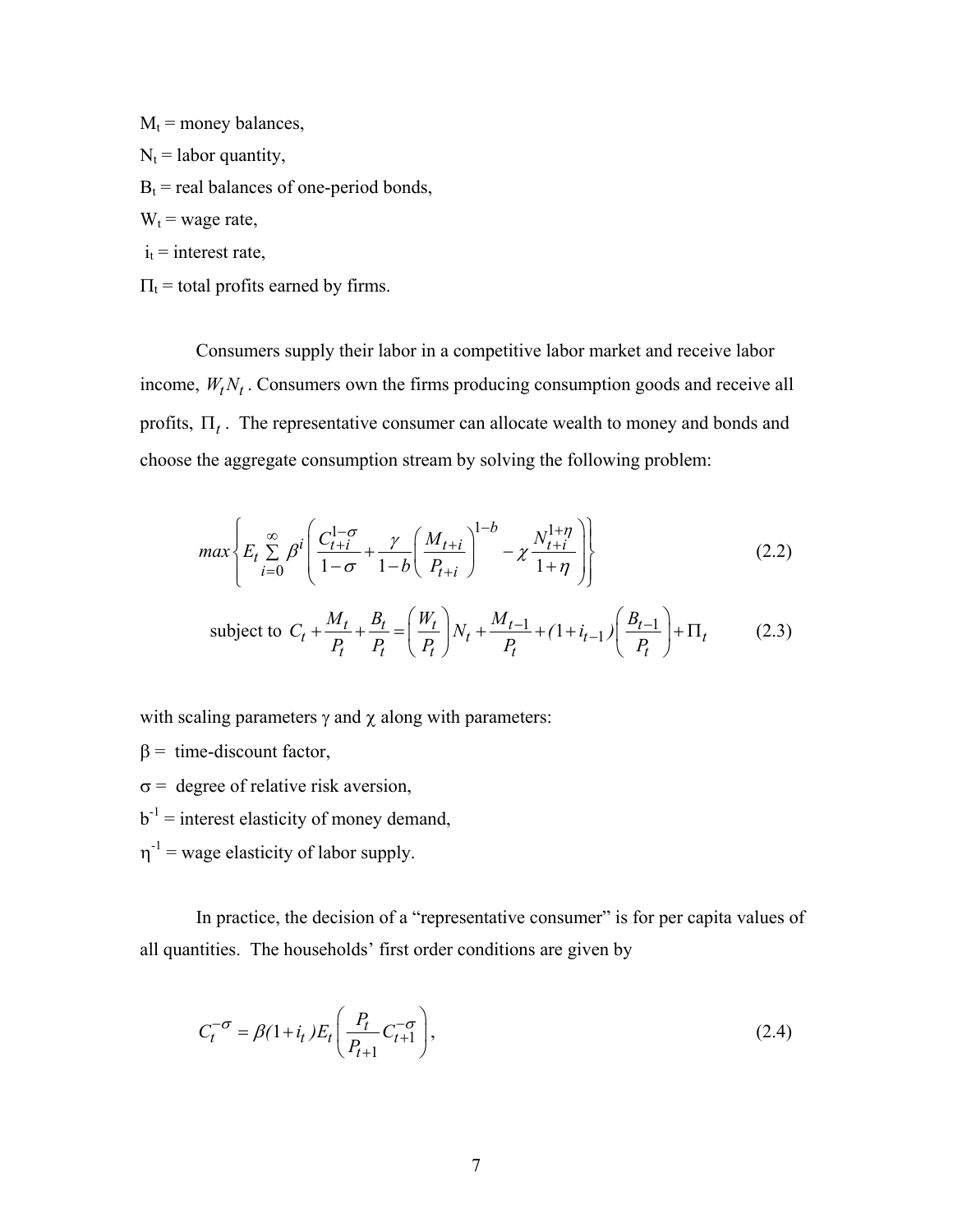$M_t$ = money balances,

$N_t$ = labor quantity,

$B_t$ = real balances of one-period bonds,

$W_t$ = wage rate,

$i_t$ = interest rate,

$\Pi_t$ = total profits earned by firms.

Consumers supply their labor in a competitive labor market and receive labor income, $W_t N_t$. Consumers own the firms producing consumption goods and receive all profits, $\Pi_t$. The representative consumer can allocate wealth to money and bonds and choose the aggregate consumption stream by solving the following problem:

$$max\left\{ E_t \sum_{i=0}^{\infty} \beta^i \left( \frac{C_{t+i}^{1-\sigma}}{1-\sigma} + \frac{\gamma}{1-b}\left( \frac{M_{t+i}}{P_{t+i}} \right)^{1-b} - \chi \frac{N_{t+i}^{1+\eta}}{1+\eta} \right) \right\} \tag{2.2}$$

$$\text{subject to } C_t + \frac{M_t}{P_t} + \frac{B_t}{P_t} = \left( \frac{W_t}{P_t} \right) N_t + \frac{M_{t-1}}{P_t} + (1+i_{t-1})\left( \frac{B_{t-1}}{P_t} \right) + \Pi_t \tag{2.3}$$

with scaling parameters $\gamma$ and $\chi$ along with parameters:

$\beta$ = time-discount factor,

$\sigma$ = degree of relative risk aversion,

$b^{-1}$ = interest elasticity of money demand,

$\eta^{-1}$ = wage elasticity of labor supply.

In practice, the decision of a "representative consumer" is for per capita values of all quantities. The households' first order conditions are given by

$$C_t^{-\sigma} = \beta(1+i_t)E_t\left( \frac{P_t}{P_{t+1}} C_{t+1}^{-\sigma} \right), \tag{2.4}$$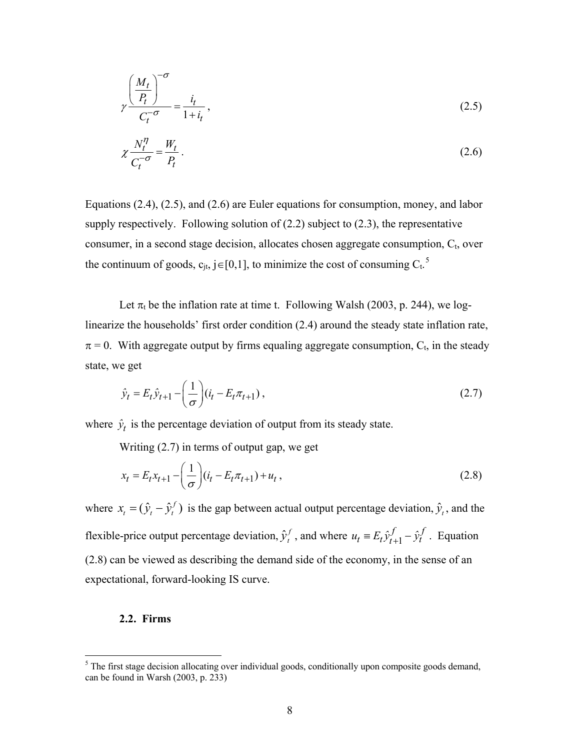$$\gamma \frac{\left(\frac{M_t}{P_t}\right)^{-\sigma}}{C_t^{-\sigma}} = \frac{i_t}{1+i_t}, \tag{2.5}$$

$$\chi \frac{N_t^{\eta}}{C_t^{-\sigma}} = \frac{W_t}{P_t}. \tag{2.6}$$

Equations (2.4), (2.5), and (2.6) are Euler equations for consumption, money, and labor supply respectively. Following solution of (2.2) subject to (2.3), the representative consumer, in a second stage decision, allocates chosen aggregate consumption, $C_t$, over the continuum of goods, $c_{jt}$, $j \in [0,1]$, to minimize the cost of consuming $C_t$.[5]

Let $\pi_t$ be the inflation rate at time t. Following Walsh (2003, p. 244), we log-linearize the households' first order condition (2.4) around the steady state inflation rate, $\pi = 0$. With aggregate output by firms equaling aggregate consumption, $C_t$, in the steady state, we get

$$\hat{y}_t = E_t \hat{y}_{t+1} - \left(\frac{1}{\sigma}\right)(i_t - E_t \pi_{t+1}), \tag{2.7}$$

where $\hat{y}_t$ is the percentage deviation of output from its steady state.

Writing (2.7) in terms of output gap, we get

$$x_t = E_t x_{t+1} - \left(\frac{1}{\sigma}\right)(i_t - E_t \pi_{t+1}) + u_t, \tag{2.8}$$

where $x_t = (\hat{y}_t - \hat{y}_t^f)$ is the gap between actual output percentage deviation, $\hat{y}_t$, and the flexible-price output percentage deviation, $\hat{y}_t^f$, and where $u_t \equiv E_t \hat{y}_{t+1}^f - \hat{y}_t^f$. Equation (2.8) can be viewed as describing the demand side of the economy, in the sense of an expectational, forward-looking IS curve.

### 2.2. Firms

[5] The first stage decision allocating over individual goods, conditionally upon composite goods demand, can be found in Warsh (2003, p. 233)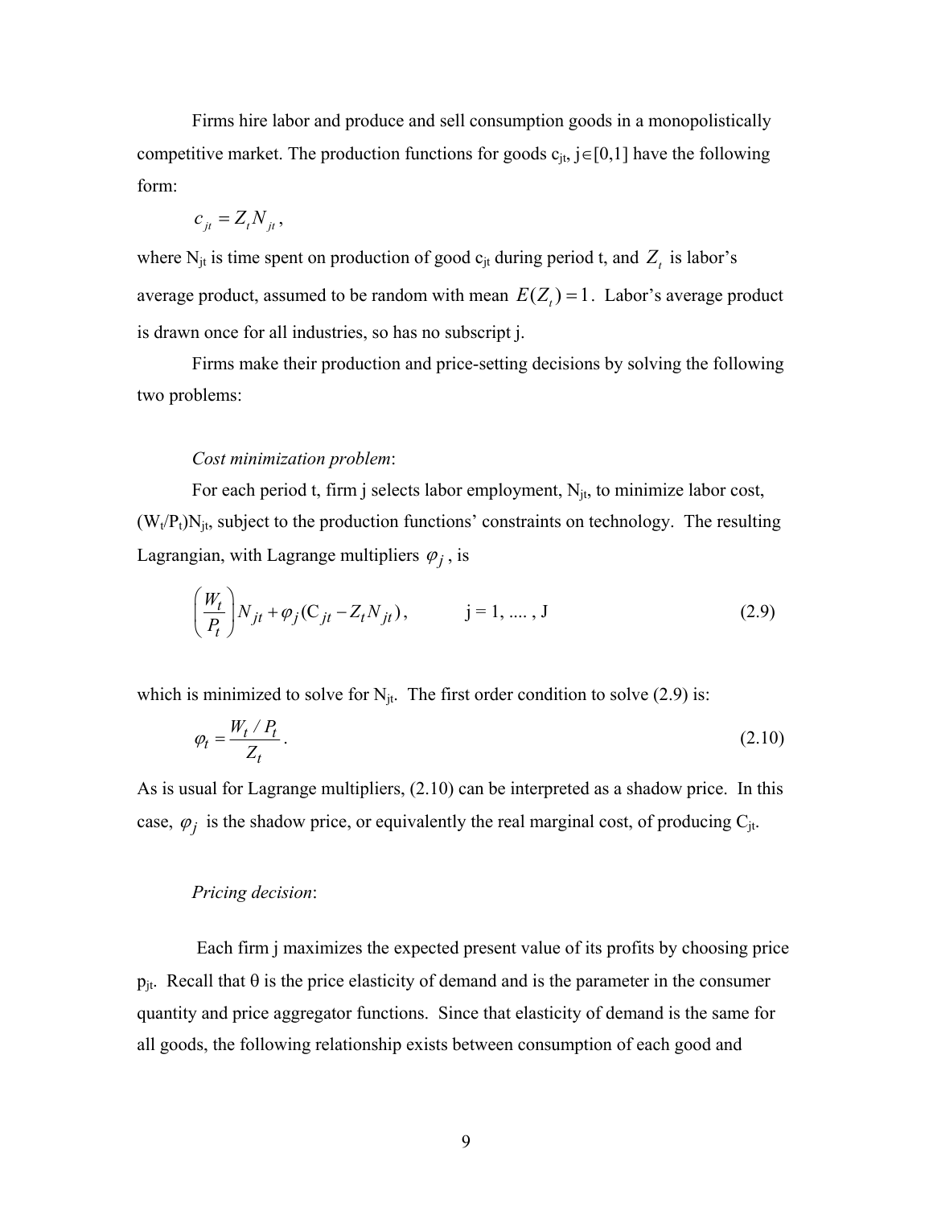Firms hire labor and produce and sell consumption goods in a monopolistically competitive market. The production functions for goods $c_{jt}$, $j \in [0,1]$ have the following form:

$$c_{jt} = Z_t N_{jt},$$

where $N_{jt}$ is time spent on production of good $c_{jt}$ during period t, and $Z_t$ is labor's average product, assumed to be random with mean $E(Z_t) = 1$. Labor's average product is drawn once for all industries, so has no subscript j.

Firms make their production and price-setting decisions by solving the following two problems:

*Cost minimization problem*:

For each period t, firm j selects labor employment, $N_{jt}$, to minimize labor cost, $(W_t/P_t)N_{jt}$, subject to the production functions' constraints on technology. The resulting Lagrangian, with Lagrange multipliers $\varphi_j$, is

$$\left(\frac{W_t}{P_t}\right) N_{jt} + \varphi_j (C_{jt} - Z_t N_{jt}), \qquad j = 1, \ldots, J \tag{2.9}$$

which is minimized to solve for $N_{jt}$. The first order condition to solve (2.9) is:

$$\varphi_t = \frac{W_t / P_t}{Z_t}. \tag{2.10}$$

As is usual for Lagrange multipliers, (2.10) can be interpreted as a shadow price. In this case, $\varphi_j$ is the shadow price, or equivalently the real marginal cost, of producing $C_{jt}$.

*Pricing decision*:

Each firm j maximizes the expected present value of its profits by choosing price $p_{jt}$. Recall that θ is the price elasticity of demand and is the parameter in the consumer quantity and price aggregator functions. Since that elasticity of demand is the same for all goods, the following relationship exists between consumption of each good and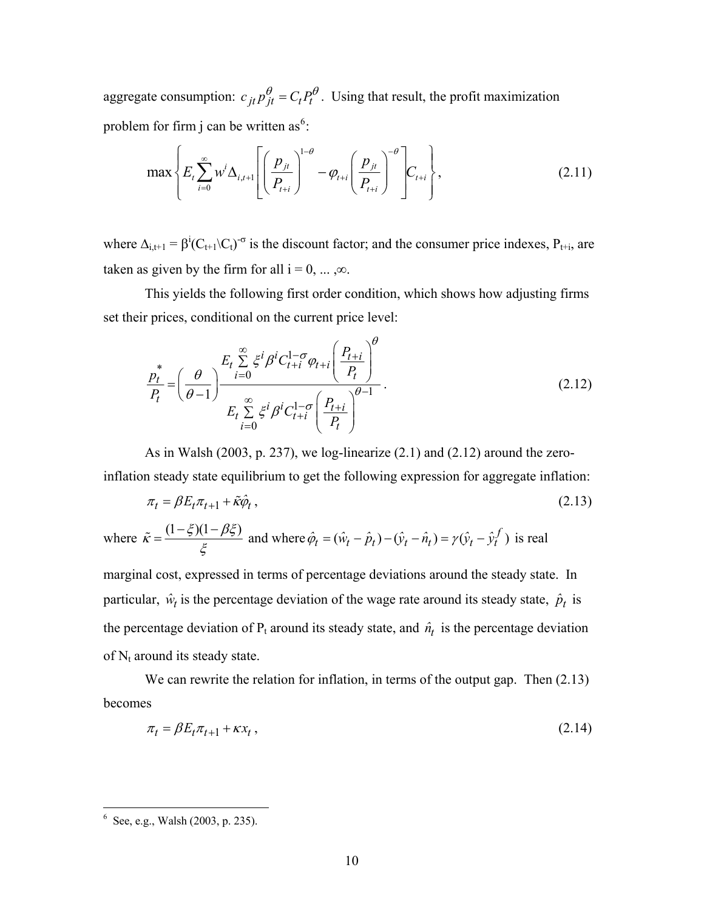aggregate consumption: $c_{jt} p_{jt}^{\theta} = C_t P_t^{\theta}$. Using that result, the profit maximization problem for firm j can be written as[6]:

$$\max \left\{ E_t \sum_{i=0}^{\infty} w^i \Delta_{i,t+1} \left[ \left( \frac{p_{jt}}{P_{t+i}} \right)^{1-\theta} - \varphi_{t+i} \left( \frac{p_{jt}}{P_{t+i}} \right)^{-\theta} \right] C_{t+i} \right\}, \tag{2.11}$$

where $\Delta_{i,t+1} = \beta^i (C_{t+1} \backslash C_t)^{-\sigma}$ is the discount factor; and the consumer price indexes, $P_{t+i}$, are taken as given by the firm for all i = 0, ... ,∞.

This yields the following first order condition, which shows how adjusting firms set their prices, conditional on the current price level:

$$\frac{p_t^*}{P_t} = \left( \frac{\theta}{\theta - 1} \right) \frac{E_t \sum\limits_{i=0}^{\infty} \xi^i \beta^i C_{t+i}^{1-\sigma} \varphi_{t+i} \left( \frac{P_{t+i}}{P_t} \right)^{\theta}}{E_t \sum\limits_{i=0}^{\infty} \xi^i \beta^i C_{t+i}^{1-\sigma} \left( \frac{P_{t+i}}{P_t} \right)^{\theta-1}}. \tag{2.12}$$

As in Walsh (2003, p. 237), we log-linearize (2.1) and (2.12) around the zero-inflation steady state equilibrium to get the following expression for aggregate inflation:

$$\pi_t = \beta E_t \pi_{t+1} + \tilde{\kappa} \hat{\varphi}_t, \tag{2.13}$$

where $\tilde{\kappa} = \dfrac{(1-\xi)(1-\beta\xi)}{\xi}$ and where $\hat{\varphi}_t = (\hat{w}_t - \hat{p}_t) - (\hat{y}_t - \hat{n}_t) = \gamma(\hat{y}_t - \hat{y}_t^f)$ is real marginal cost, expressed in terms of percentage deviations around the steady state. In particular, $\hat{w}_t$ is the percentage deviation of the wage rate around its steady state, $\hat{p}_t$ is the percentage deviation of $P_t$ around its steady state, and $\hat{n}_t$ is the percentage deviation of $N_t$ around its steady state.

We can rewrite the relation for inflation, in terms of the output gap. Then (2.13) becomes

$$\pi_t = \beta E_t \pi_{t+1} + \kappa x_t, \tag{2.14}$$

---

[6] See, e.g., Walsh (2003, p. 235).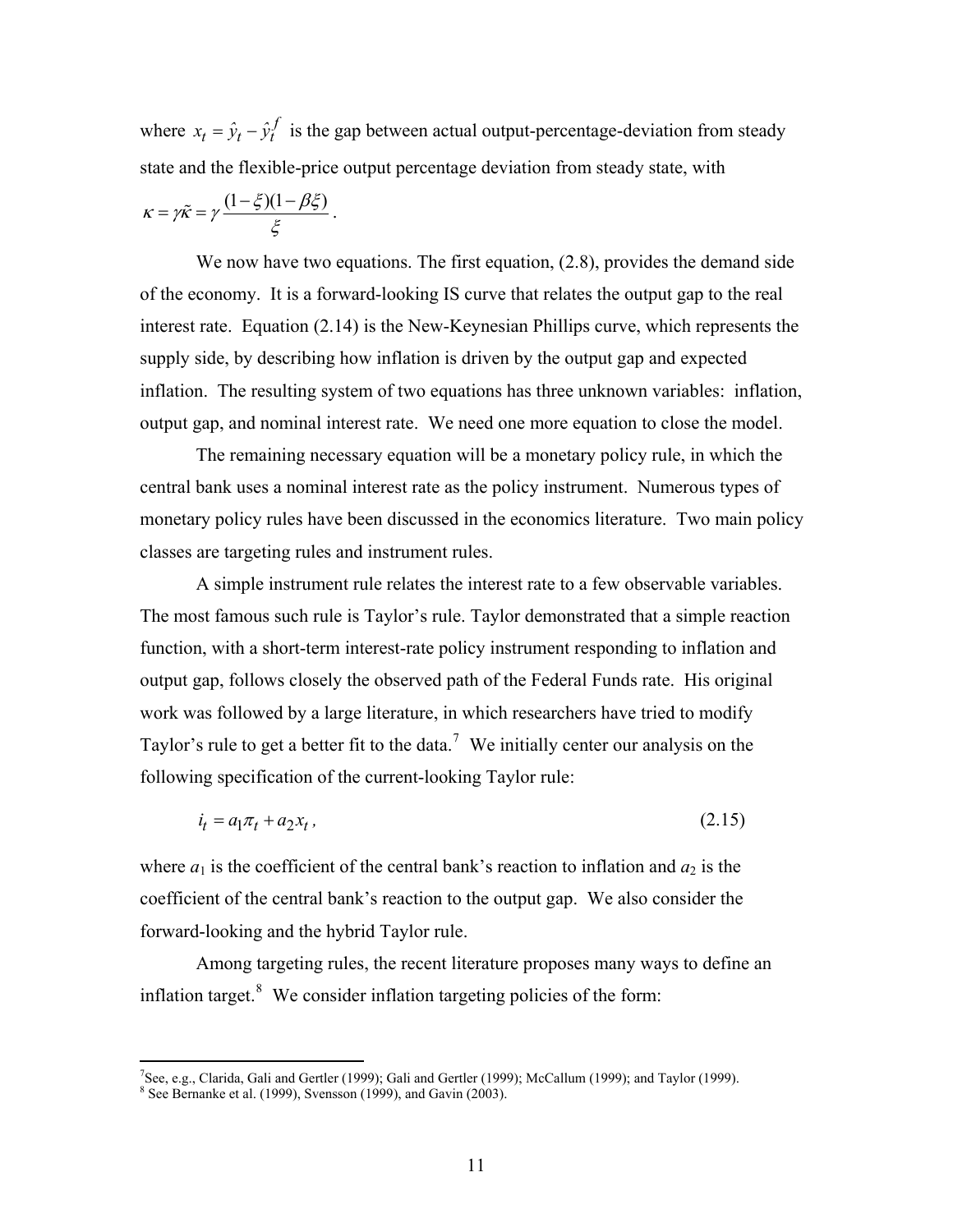where $x_t = \hat{y}_t - \hat{y}_t^f$ is the gap between actual output-percentage-deviation from steady state and the flexible-price output percentage deviation from steady state, with $\kappa = \gamma\tilde{\kappa} = \gamma \frac{(1-\xi)(1-\beta\xi)}{\xi}$.

We now have two equations. The first equation, (2.8), provides the demand side of the economy. It is a forward-looking IS curve that relates the output gap to the real interest rate. Equation (2.14) is the New-Keynesian Phillips curve, which represents the supply side, by describing how inflation is driven by the output gap and expected inflation. The resulting system of two equations has three unknown variables: inflation, output gap, and nominal interest rate. We need one more equation to close the model.

The remaining necessary equation will be a monetary policy rule, in which the central bank uses a nominal interest rate as the policy instrument. Numerous types of monetary policy rules have been discussed in the economics literature. Two main policy classes are targeting rules and instrument rules.

A simple instrument rule relates the interest rate to a few observable variables. The most famous such rule is Taylor's rule. Taylor demonstrated that a simple reaction function, with a short-term interest-rate policy instrument responding to inflation and output gap, follows closely the observed path of the Federal Funds rate. His original work was followed by a large literature, in which researchers have tried to modify Taylor's rule to get a better fit to the data.[7] We initially center our analysis on the following specification of the current-looking Taylor rule:

$$i_t = a_1\pi_t + a_2 x_t, \tag{2.15}$$

where $a_1$ is the coefficient of the central bank's reaction to inflation and $a_2$ is the coefficient of the central bank's reaction to the output gap. We also consider the forward-looking and the hybrid Taylor rule.

Among targeting rules, the recent literature proposes many ways to define an inflation target.[8] We consider inflation targeting policies of the form:

---

[7] See, e.g., Clarida, Gali and Gertler (1999); Gali and Gertler (1999); McCallum (1999); and Taylor (1999).

[8] See Bernanke et al. (1999), Svensson (1999), and Gavin (2003).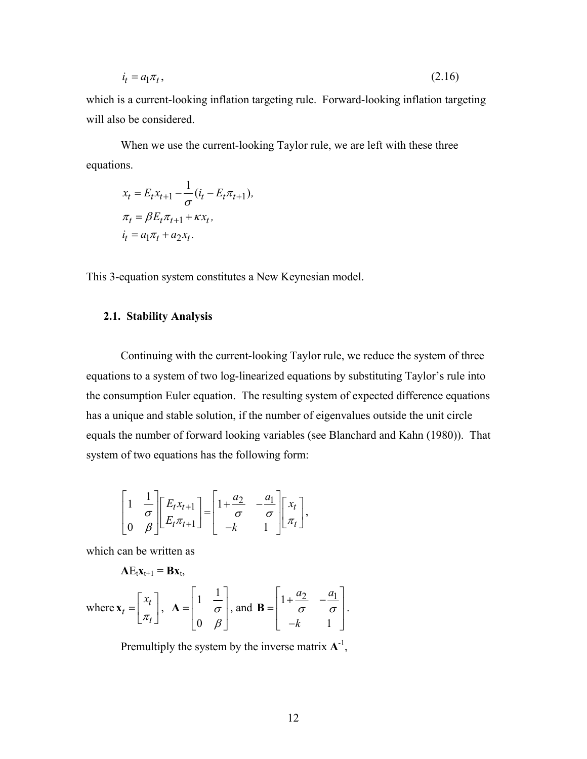$$i_t = a_1 \pi_t, \tag{2.16}$$

which is a current-looking inflation targeting rule. Forward-looking inflation targeting will also be considered.

When we use the current-looking Taylor rule, we are left with these three equations.

$$x_t = E_t x_{t+1} - \frac{1}{\sigma}(i_t - E_t \pi_{t+1}),$$

$$\pi_t = \beta E_t \pi_{t+1} + \kappa x_t,$$

$$i_t = a_1 \pi_t + a_2 x_t.$$

This 3-equation system constitutes a New Keynesian model.

## 2.1. Stability Analysis

Continuing with the current-looking Taylor rule, we reduce the system of three equations to a system of two log-linearized equations by substituting Taylor's rule into the consumption Euler equation. The resulting system of expected difference equations has a unique and stable solution, if the number of eigenvalues outside the unit circle equals the number of forward looking variables (see Blanchard and Kahn (1980)). That system of two equations has the following form:

$$\begin{bmatrix} 1 & \frac{1}{\sigma} \\ 0 & \beta \end{bmatrix} \begin{bmatrix} E_t x_{t+1} \\ E_t \pi_{t+1} \end{bmatrix} = \begin{bmatrix} 1 + \frac{a_2}{\sigma} & -\frac{a_1}{\sigma} \\ -k & 1 \end{bmatrix} \begin{bmatrix} x_t \\ \pi_t \end{bmatrix},$$

which can be written as

$$\mathbf{A} E_t \mathbf{x}_{t+1} = \mathbf{B} \mathbf{x}_t,$$

where $\mathbf{x}_t = \begin{bmatrix} x_t \\ \pi_t \end{bmatrix}$, $\mathbf{A} = \begin{bmatrix} 1 & \frac{1}{\sigma} \\ 0 & \beta \end{bmatrix}$, and $\mathbf{B} = \begin{bmatrix} 1 + \frac{a_2}{\sigma} & -\frac{a_1}{\sigma} \\ -k & 1 \end{bmatrix}$.

Premultiply the system by the inverse matrix $\mathbf{A}^{-1}$,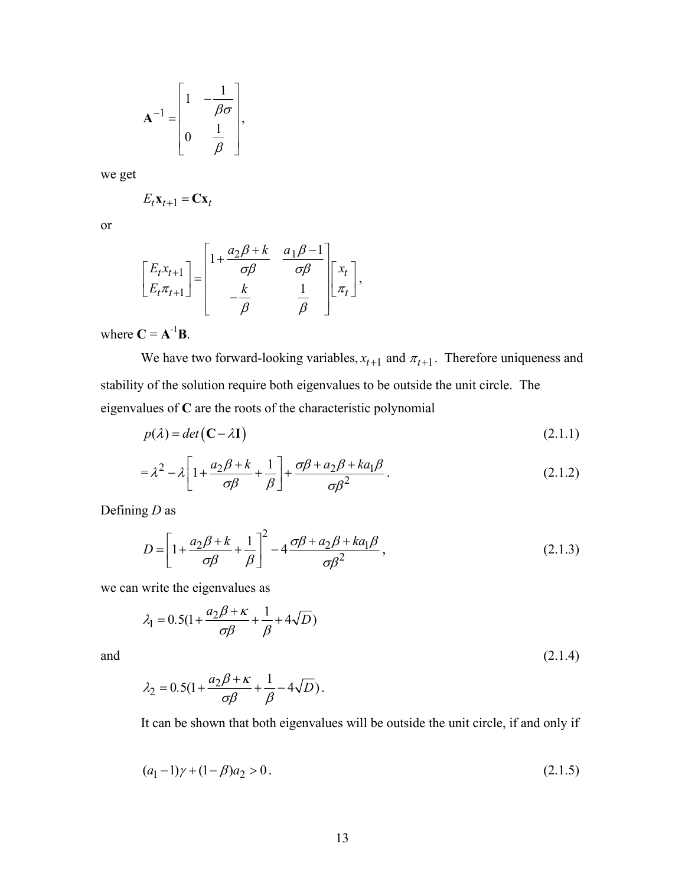$$\mathbf{A}^{-1} = \begin{bmatrix} 1 & -\dfrac{1}{\beta\sigma} \\ 0 & \dfrac{1}{\beta} \end{bmatrix},$$

we get

$$E_t \mathbf{x}_{t+1} = \mathbf{C}\mathbf{x}_t$$

or

$$\begin{bmatrix} E_t x_{t+1} \\ E_t \pi_{t+1} \end{bmatrix} = \begin{bmatrix} 1 + \dfrac{a_2\beta + k}{\sigma\beta} & \dfrac{a_1\beta - 1}{\sigma\beta} \\ -\dfrac{k}{\beta} & \dfrac{1}{\beta} \end{bmatrix} \begin{bmatrix} x_t \\ \pi_t \end{bmatrix},$$

where $\mathbf{C} = \mathbf{A}^{-1}\mathbf{B}$.

We have two forward-looking variables, $x_{t+1}$ and $\pi_{t+1}$. Therefore uniqueness and stability of the solution require both eigenvalues to be outside the unit circle. The eigenvalues of $\mathbf{C}$ are the roots of the characteristic polynomial

$$p(\lambda) = det\left(\mathbf{C} - \lambda\mathbf{I}\right) \tag{2.1.1}$$

$$= \lambda^2 - \lambda\left[1 + \frac{a_2\beta + k}{\sigma\beta} + \frac{1}{\beta}\right] + \frac{\sigma\beta + a_2\beta + ka_1\beta}{\sigma\beta^2}. \tag{2.1.2}$$

Defining $D$ as

$$D = \left[1 + \frac{a_2\beta + k}{\sigma\beta} + \frac{1}{\beta}\right]^2 - 4\frac{\sigma\beta + a_2\beta + ka_1\beta}{\sigma\beta^2}, \tag{2.1.3}$$

we can write the eigenvalues as

$$\lambda_1 = 0.5\left(1 + \frac{a_2\beta + \kappa}{\sigma\beta} + \frac{1}{\beta} + 4\sqrt{D}\right)$$

and (2.1.4)

$$\lambda_2 = 0.5\left(1 + \frac{a_2\beta + \kappa}{\sigma\beta} + \frac{1}{\beta} - 4\sqrt{D}\right).$$

It can be shown that both eigenvalues will be outside the unit circle, if and only if

$$(a_1 - 1)\gamma + (1 - \beta)a_2 > 0. \tag{2.1.5}$$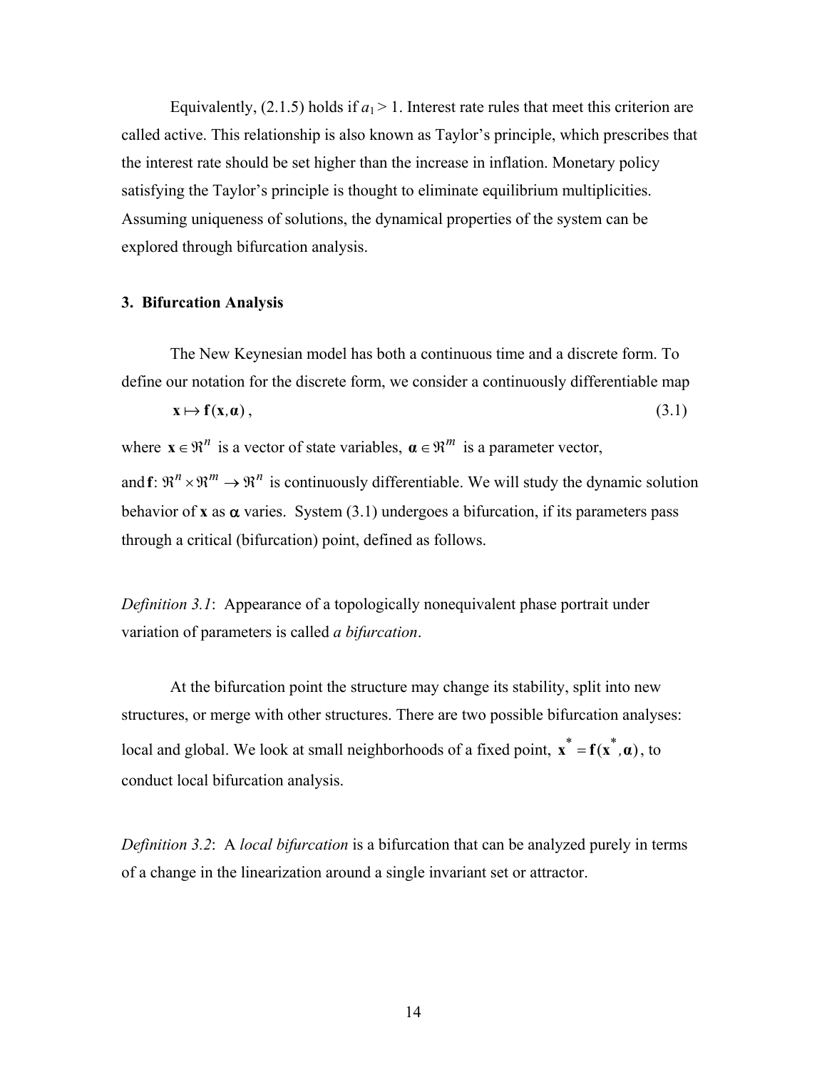Equivalently, (2.1.5) holds if $a_1 > 1$. Interest rate rules that meet this criterion are called active. This relationship is also known as Taylor's principle, which prescribes that the interest rate should be set higher than the increase in inflation. Monetary policy satisfying the Taylor's principle is thought to eliminate equilibrium multiplicities. Assuming uniqueness of solutions, the dynamical properties of the system can be explored through bifurcation analysis.

## 3. Bifurcation Analysis

The New Keynesian model has both a continuous time and a discrete form. To define our notation for the discrete form, we consider a continuously differentiable map

$$\mathbf{x} \mapsto \mathbf{f}(\mathbf{x}, \boldsymbol{\alpha}), \tag{3.1}$$

where $\mathbf{x} \in \Re^n$ is a vector of state variables, $\boldsymbol{\alpha} \in \Re^m$ is a parameter vector, and $\mathbf{f}: \Re^n \times \Re^m \to \Re^n$ is continuously differentiable. We will study the dynamic solution behavior of $\mathbf{x}$ as $\boldsymbol{\alpha}$ varies. System (3.1) undergoes a bifurcation, if its parameters pass through a critical (bifurcation) point, defined as follows.

*Definition 3.1*: Appearance of a topologically nonequivalent phase portrait under variation of parameters is called *a bifurcation*.

At the bifurcation point the structure may change its stability, split into new structures, or merge with other structures. There are two possible bifurcation analyses: local and global. We look at small neighborhoods of a fixed point, $\mathbf{x}^* = \mathbf{f}(\mathbf{x}^*, \boldsymbol{\alpha})$, to conduct local bifurcation analysis.

*Definition 3.2*: A *local bifurcation* is a bifurcation that can be analyzed purely in terms of a change in the linearization around a single invariant set or attractor.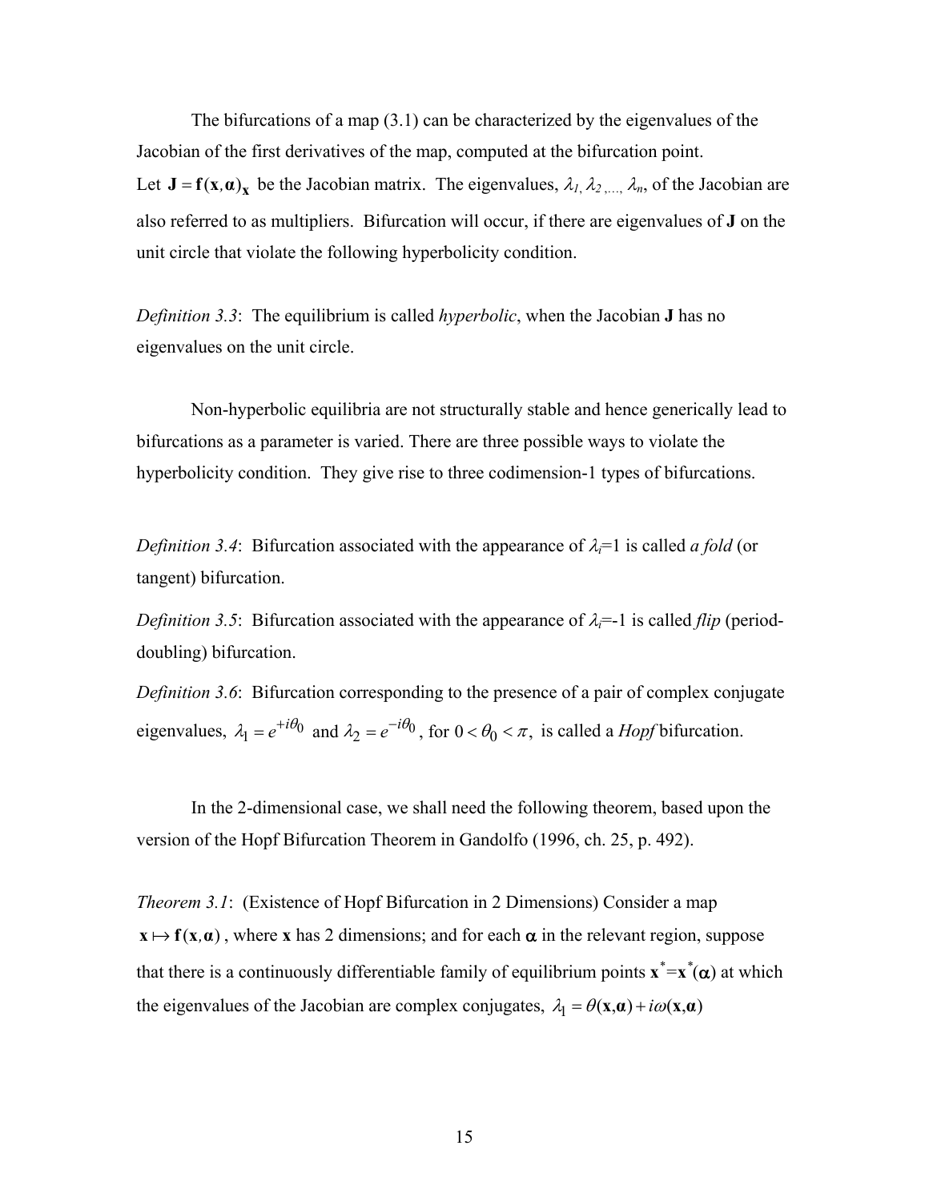The bifurcations of a map (3.1) can be characterized by the eigenvalues of the Jacobian of the first derivatives of the map, computed at the bifurcation point. Let $\mathbf{J} = \mathbf{f}(\mathbf{x}, \boldsymbol{\alpha})_{\mathbf{x}}$ be the Jacobian matrix. The eigenvalues, $\lambda_1, \lambda_2, \ldots, \lambda_n$, of the Jacobian are also referred to as multipliers. Bifurcation will occur, if there are eigenvalues of **J** on the unit circle that violate the following hyperbolicity condition.

*Definition 3.3*: The equilibrium is called *hyperbolic*, when the Jacobian **J** has no eigenvalues on the unit circle.

Non-hyperbolic equilibria are not structurally stable and hence generically lead to bifurcations as a parameter is varied. There are three possible ways to violate the hyperbolicity condition. They give rise to three codimension-1 types of bifurcations.

*Definition 3.4*: Bifurcation associated with the appearance of $\lambda_i$=1 is called *a fold* (or tangent) bifurcation.

*Definition 3.5*: Bifurcation associated with the appearance of $\lambda_i$=-1 is called *flip* (period-doubling) bifurcation.

*Definition 3.6*: Bifurcation corresponding to the presence of a pair of complex conjugate eigenvalues, $\lambda_1 = e^{+i\theta_0}$ and $\lambda_2 = e^{-i\theta_0}$, for $0 < \theta_0 < \pi$, is called a *Hopf* bifurcation.

In the 2-dimensional case, we shall need the following theorem, based upon the version of the Hopf Bifurcation Theorem in Gandolfo (1996, ch. 25, p. 492).

*Theorem 3.1*: (Existence of Hopf Bifurcation in 2 Dimensions) Consider a map $\mathbf{x} \mapsto \mathbf{f}(\mathbf{x}, \boldsymbol{\alpha})$, where **x** has 2 dimensions; and for each $\boldsymbol{\alpha}$ in the relevant region, suppose that there is a continuously differentiable family of equilibrium points $\mathbf{x}^*=\mathbf{x}^*(\boldsymbol{\alpha})$ at which the eigenvalues of the Jacobian are complex conjugates, $\lambda_1 = \theta(\mathbf{x},\boldsymbol{\alpha}) + i\omega(\mathbf{x},\boldsymbol{\alpha})$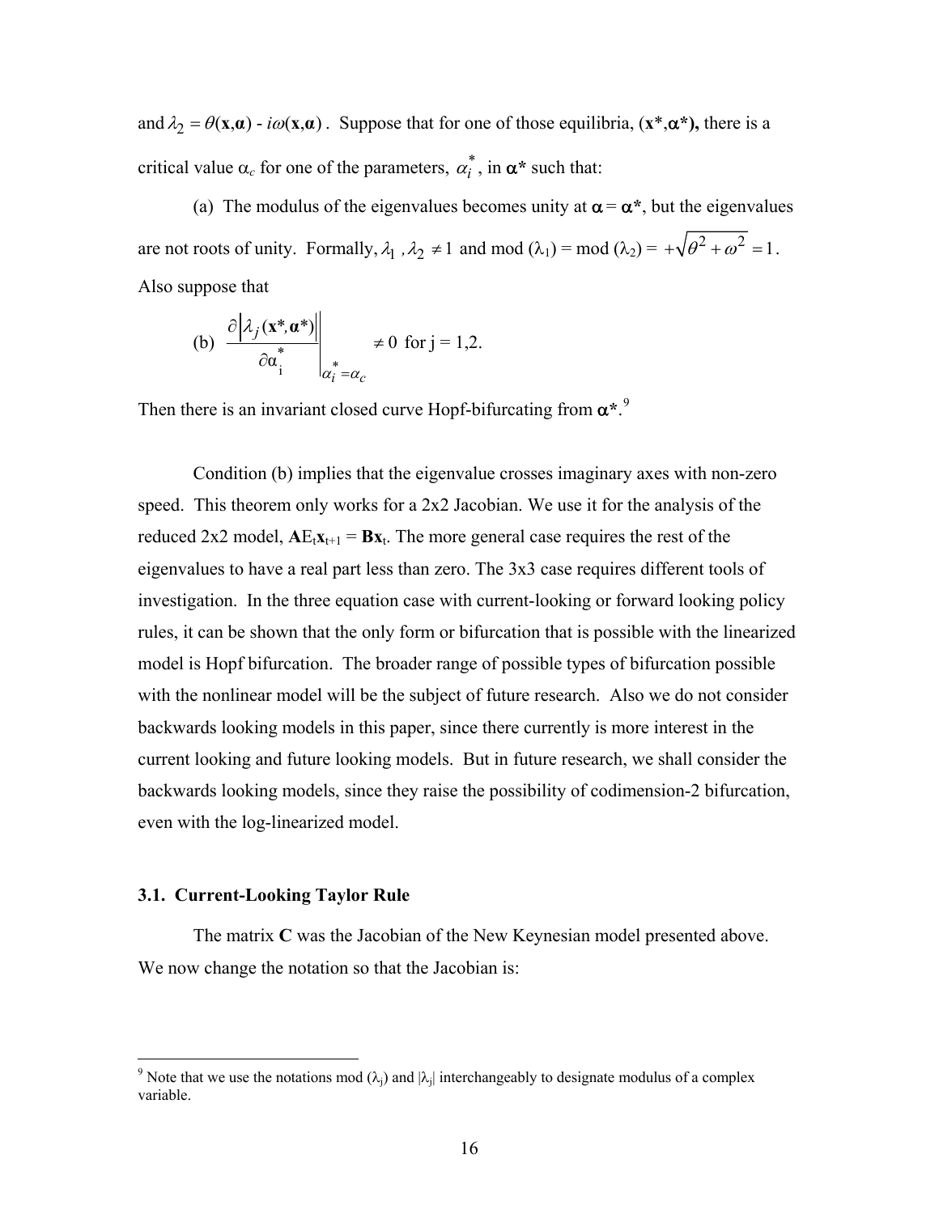and $\lambda_2 = \theta(\mathbf{x},\boldsymbol{\alpha}) - i\omega(\mathbf{x},\boldsymbol{\alpha})$. Suppose that for one of those equilibria, **(x\*,α\*),** there is a critical value $\alpha_c$ for one of the parameters, $\alpha_i^*$, in **α\*** such that:

(a) The modulus of the eigenvalues becomes unity at $\boldsymbol{\alpha} = \boldsymbol{\alpha}^*$, but the eigenvalues are not roots of unity. Formally, $\lambda_1, \lambda_2 \neq 1$ and mod ($\lambda_1$) = mod ($\lambda_2$) = $+\sqrt{\theta^2 + \omega^2} = 1$. Also suppose that

(b) $$\left.\frac{\partial \left|\lambda_j(\mathbf{x}^*,\boldsymbol{\alpha}^*)\right|}{\partial \alpha_i^*}\right|_{\alpha_i^* = \alpha_c} \neq 0 \text{ for j = 1,2.}$$

Then there is an invariant closed curve Hopf-bifurcating from **α\***.[9]

Condition (b) implies that the eigenvalue crosses imaginary axes with non-zero speed. This theorem only works for a 2x2 Jacobian. We use it for the analysis of the reduced 2x2 model, $\mathbf{A}E_t\mathbf{x}_{t+1} = \mathbf{B}\mathbf{x}_t$. The more general case requires the rest of the eigenvalues to have a real part less than zero. The 3x3 case requires different tools of investigation. In the three equation case with current-looking or forward looking policy rules, it can be shown that the only form or bifurcation that is possible with the linearized model is Hopf bifurcation. The broader range of possible types of bifurcation possible with the nonlinear model will be the subject of future research. Also we do not consider backwards looking models in this paper, since there currently is more interest in the current looking and future looking models. But in future research, we shall consider the backwards looking models, since they raise the possibility of codimension-2 bifurcation, even with the log-linearized model.

### 3.1. Current-Looking Taylor Rule

The matrix **C** was the Jacobian of the New Keynesian model presented above. We now change the notation so that the Jacobian is:

[9] Note that we use the notations mod ($\lambda_j$) and $|\lambda_j|$ interchangeably to designate modulus of a complex variable.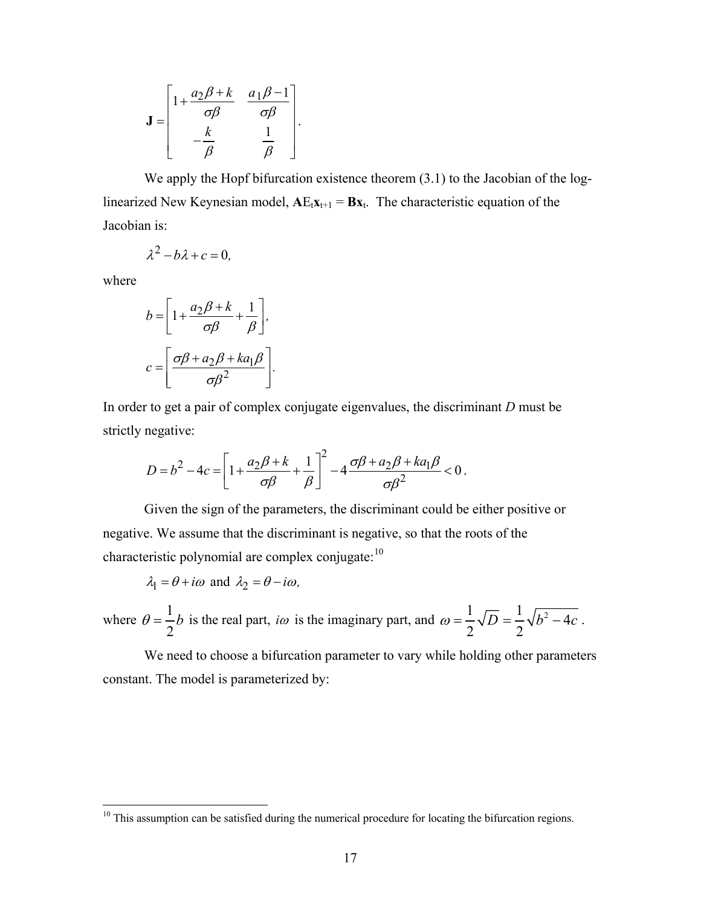$$\mathbf{J} = \begin{bmatrix} 1 + \dfrac{a_2\beta + k}{\sigma\beta} & \dfrac{a_1\beta - 1}{\sigma\beta} \\ -\dfrac{k}{\beta} & \dfrac{1}{\beta} \end{bmatrix}.$$

We apply the Hopf bifurcation existence theorem (3.1) to the Jacobian of the log-linearized New Keynesian model, $\mathbf{A}E_t\mathbf{x}_{t+1} = \mathbf{B}\mathbf{x}_t$. The characteristic equation of the Jacobian is:

$$\lambda^2 - b\lambda + c = 0,$$

where

$$b = \left[1 + \frac{a_2\beta + k}{\sigma\beta} + \frac{1}{\beta}\right],$$

$$c = \left[\frac{\sigma\beta + a_2\beta + ka_1\beta}{\sigma\beta^2}\right].$$

In order to get a pair of complex conjugate eigenvalues, the discriminant $D$ must be strictly negative:

$$D = b^2 - 4c = \left[1 + \frac{a_2\beta + k}{\sigma\beta} + \frac{1}{\beta}\right]^2 - 4\frac{\sigma\beta + a_2\beta + ka_1\beta}{\sigma\beta^2} < 0.$$

Given the sign of the parameters, the discriminant could be either positive or negative. We assume that the discriminant is negative, so that the roots of the characteristic polynomial are complex conjugate:[10]

$$\lambda_1 = \theta + i\omega \text{ and } \lambda_2 = \theta - i\omega,$$

where $\theta = \frac{1}{2}b$ is the real part, $i\omega$ is the imaginary part, and $\omega = \frac{1}{2}\sqrt{D} = \frac{1}{2}\sqrt{b^2 - 4c}$.

We need to choose a bifurcation parameter to vary while holding other parameters constant. The model is parameterized by:

[10] This assumption can be satisfied during the numerical procedure for locating the bifurcation regions.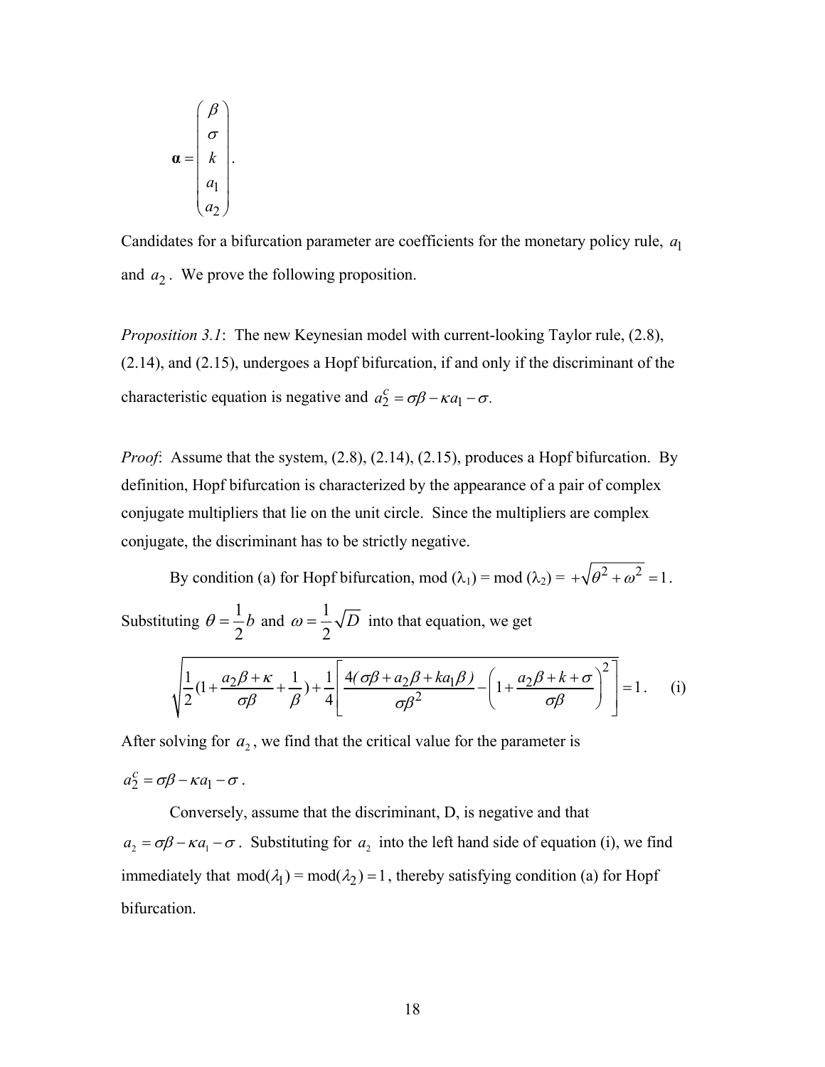$$\boldsymbol{\alpha} = \begin{pmatrix} \beta \\ \sigma \\ k \\ a_1 \\ a_2 \end{pmatrix}.$$

Candidates for a bifurcation parameter are coefficients for the monetary policy rule, $a_1$ and $a_2$. We prove the following proposition.

*Proposition 3.1*: The new Keynesian model with current-looking Taylor rule, (2.8), (2.14), and (2.15), undergoes a Hopf bifurcation, if and only if the discriminant of the characteristic equation is negative and $a_2^c = \sigma\beta - \kappa a_1 - \sigma$.

*Proof*: Assume that the system, (2.8), (2.14), (2.15), produces a Hopf bifurcation. By definition, Hopf bifurcation is characterized by the appearance of a pair of complex conjugate multipliers that lie on the unit circle. Since the multipliers are complex conjugate, the discriminant has to be strictly negative.

By condition (a) for Hopf bifurcation, mod ($\lambda_1$) = mod ($\lambda_2$) = $+\sqrt{\theta^2 + \omega^2} = 1$. Substituting $\theta = \frac{1}{2}b$ and $\omega = \frac{1}{2}\sqrt{D}$ into that equation, we get

$$\sqrt{\frac{1}{2}\left(1 + \frac{a_2\beta + \kappa}{\sigma\beta} + \frac{1}{\beta}\right) + \frac{1}{4}\left[\frac{4(\sigma\beta + a_2\beta + ka_1\beta)}{\sigma\beta^2} - \left(1 + \frac{a_2\beta + k + \sigma}{\sigma\beta}\right)^2\right]} = 1. \quad \text{(i)}$$

After solving for $a_2$, we find that the critical value for the parameter is $a_2^c = \sigma\beta - \kappa a_1 - \sigma$.

Conversely, assume that the discriminant, D, is negative and that $a_2 = \sigma\beta - \kappa a_1 - \sigma$. Substituting for $a_2$ into the left hand side of equation (i), we find immediately that $\text{mod}(\lambda_1) = \text{mod}(\lambda_2) = 1$, thereby satisfying condition (a) for Hopf bifurcation.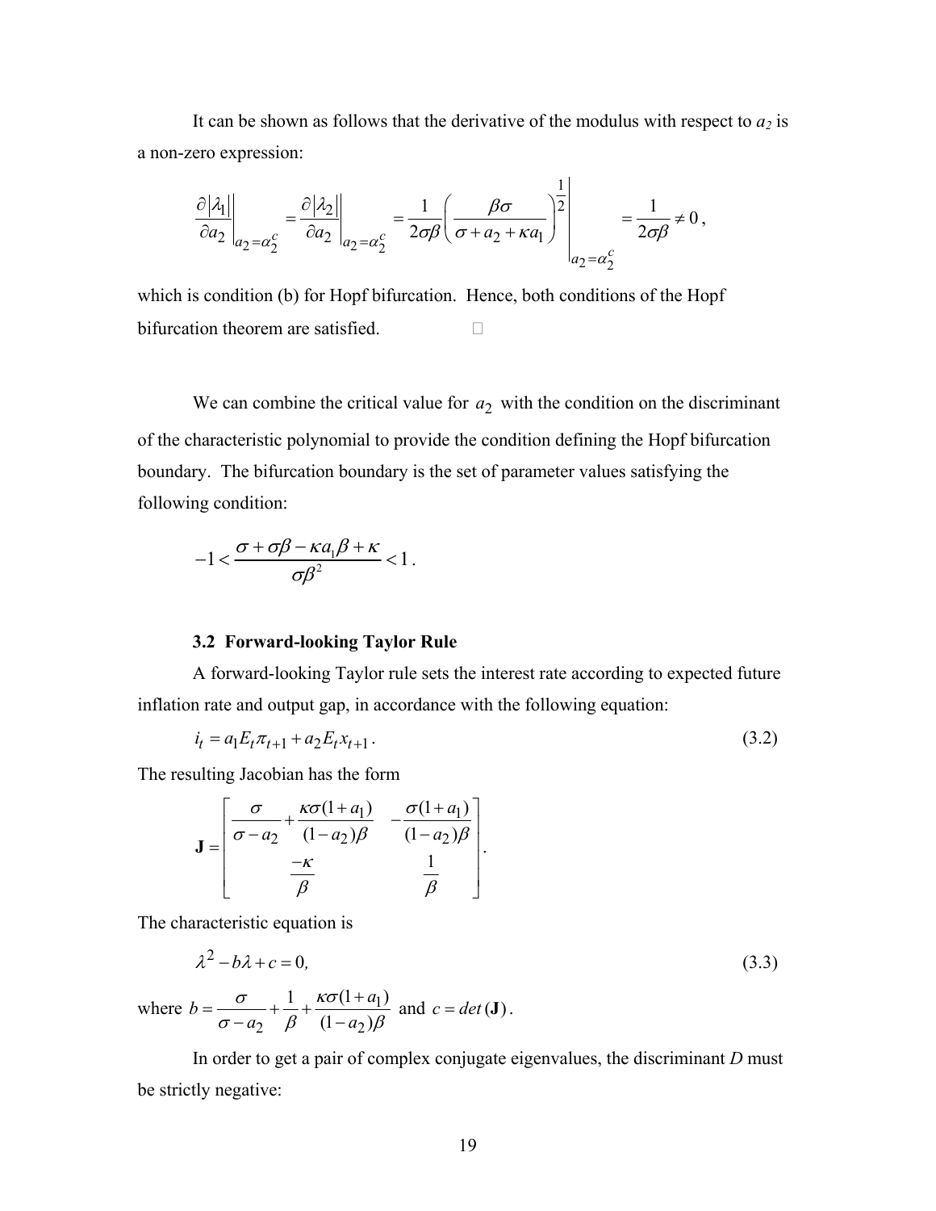It can be shown as follows that the derivative of the modulus with respect to $a_2$ is a non-zero expression:

$$\left.\frac{\partial|\lambda_1|}{\partial a_2}\right|_{a_2=\alpha_2^c} = \left.\frac{\partial|\lambda_2|}{\partial a_2}\right|_{a_2=\alpha_2^c} = \left.\frac{1}{2\sigma\beta}\left(\frac{\beta\sigma}{\sigma+a_2+\kappa a_1}\right)^{\frac{1}{2}}\right|_{a_2=\alpha_2^c} = \frac{1}{2\sigma\beta} \neq 0,$$

which is condition (b) for Hopf bifurcation. Hence, both conditions of the Hopf bifurcation theorem are satisfied. □

We can combine the critical value for $a_2$ with the condition on the discriminant of the characteristic polynomial to provide the condition defining the Hopf bifurcation boundary. The bifurcation boundary is the set of parameter values satisfying the following condition:

$$-1 < \frac{\sigma + \sigma\beta - \kappa a_1 \beta + \kappa}{\sigma\beta^2} < 1.$$

### 3.2 Forward-looking Taylor Rule

A forward-looking Taylor rule sets the interest rate according to expected future inflation rate and output gap, in accordance with the following equation:

$$i_t = a_1 E_t \pi_{t+1} + a_2 E_t x_{t+1}. \tag{3.2}$$

The resulting Jacobian has the form

$$\mathbf{J} = \begin{bmatrix} \dfrac{\sigma}{\sigma - a_2} + \dfrac{\kappa\sigma(1+a_1)}{(1-a_2)\beta} & -\dfrac{\sigma(1+a_1)}{(1-a_2)\beta} \\ \dfrac{-\kappa}{\beta} & \dfrac{1}{\beta} \end{bmatrix}.$$

The characteristic equation is

$$\lambda^2 - b\lambda + c = 0, \tag{3.3}$$

where $b = \dfrac{\sigma}{\sigma - a_2} + \dfrac{1}{\beta} + \dfrac{\kappa\sigma(1+a_1)}{(1-a_2)\beta}$ and $c = det(\mathbf{J})$.

In order to get a pair of complex conjugate eigenvalues, the discriminant $D$ must be strictly negative: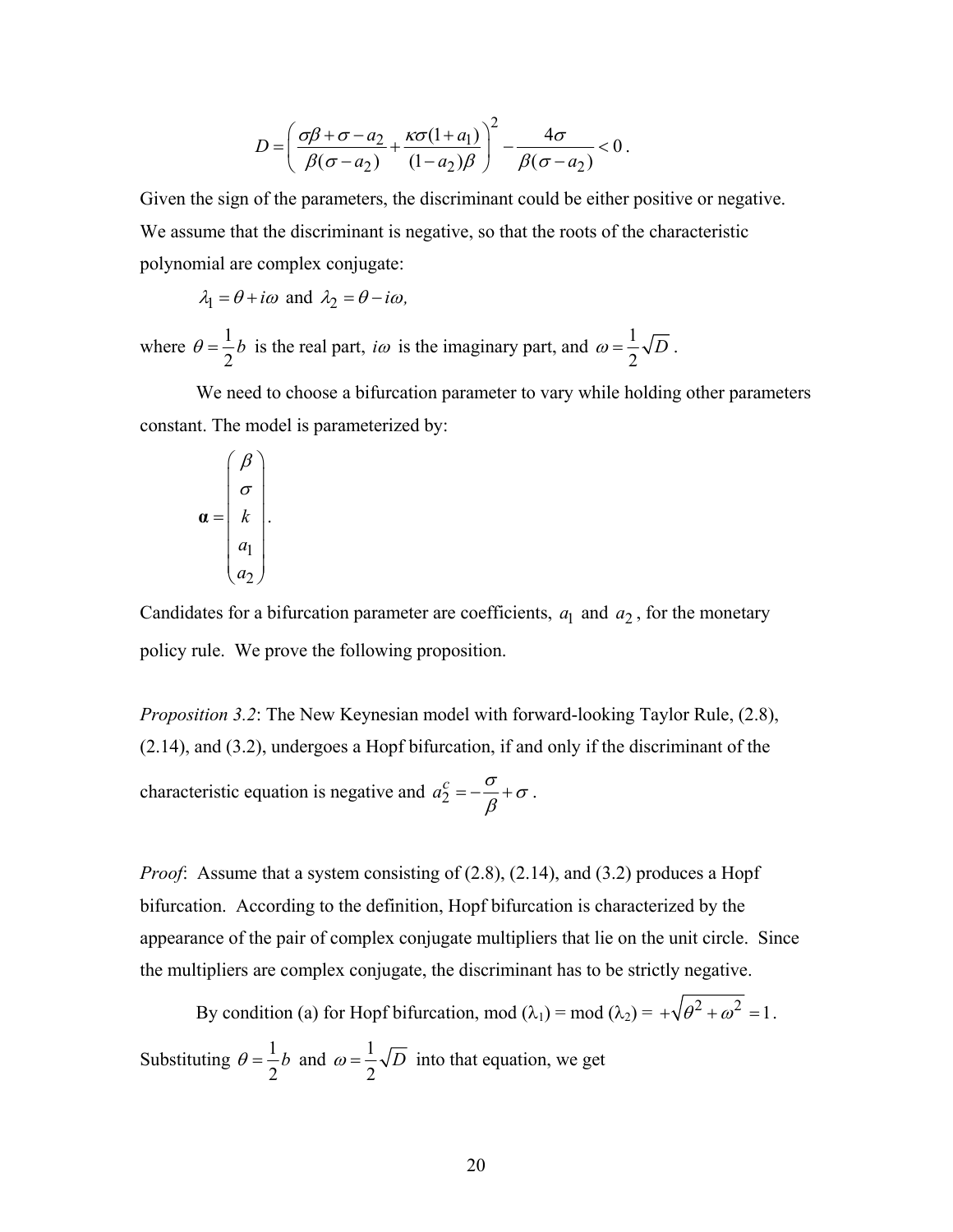$$D = \left( \frac{\sigma\beta + \sigma - a_2}{\beta(\sigma - a_2)} + \frac{\kappa\sigma(1+a_1)}{(1-a_2)\beta} \right)^2 - \frac{4\sigma}{\beta(\sigma - a_2)} < 0 .$$

Given the sign of the parameters, the discriminant could be either positive or negative. We assume that the discriminant is negative, so that the roots of the characteristic polynomial are complex conjugate:

$$\lambda_1 = \theta + i\omega \text{ and } \lambda_2 = \theta - i\omega,$$

where $\theta = \frac{1}{2}b$ is the real part, $i\omega$ is the imaginary part, and $\omega = \frac{1}{2}\sqrt{D}$ .

We need to choose a bifurcation parameter to vary while holding other parameters constant. The model is parameterized by:

$$\boldsymbol{\alpha} = \begin{pmatrix} \beta \\ \sigma \\ k \\ a_1 \\ a_2 \end{pmatrix}.$$

Candidates for a bifurcation parameter are coefficients, $a_1$ and $a_2$ , for the monetary policy rule. We prove the following proposition.

*Proposition 3.2*: The New Keynesian model with forward-looking Taylor Rule, (2.8), (2.14), and (3.2), undergoes a Hopf bifurcation, if and only if the discriminant of the characteristic equation is negative and $a_2^c = -\frac{\sigma}{\beta} + \sigma$ .

*Proof*: Assume that a system consisting of (2.8), (2.14), and (3.2) produces a Hopf bifurcation. According to the definition, Hopf bifurcation is characterized by the appearance of the pair of complex conjugate multipliers that lie on the unit circle. Since the multipliers are complex conjugate, the discriminant has to be strictly negative.

By condition (a) for Hopf bifurcation, mod ($\lambda_1$) = mod ($\lambda_2$) = $+\sqrt{\theta^2 + \omega^2} = 1$.
Substituting $\theta = \frac{1}{2}b$ and $\omega = \frac{1}{2}\sqrt{D}$ into that equation, we get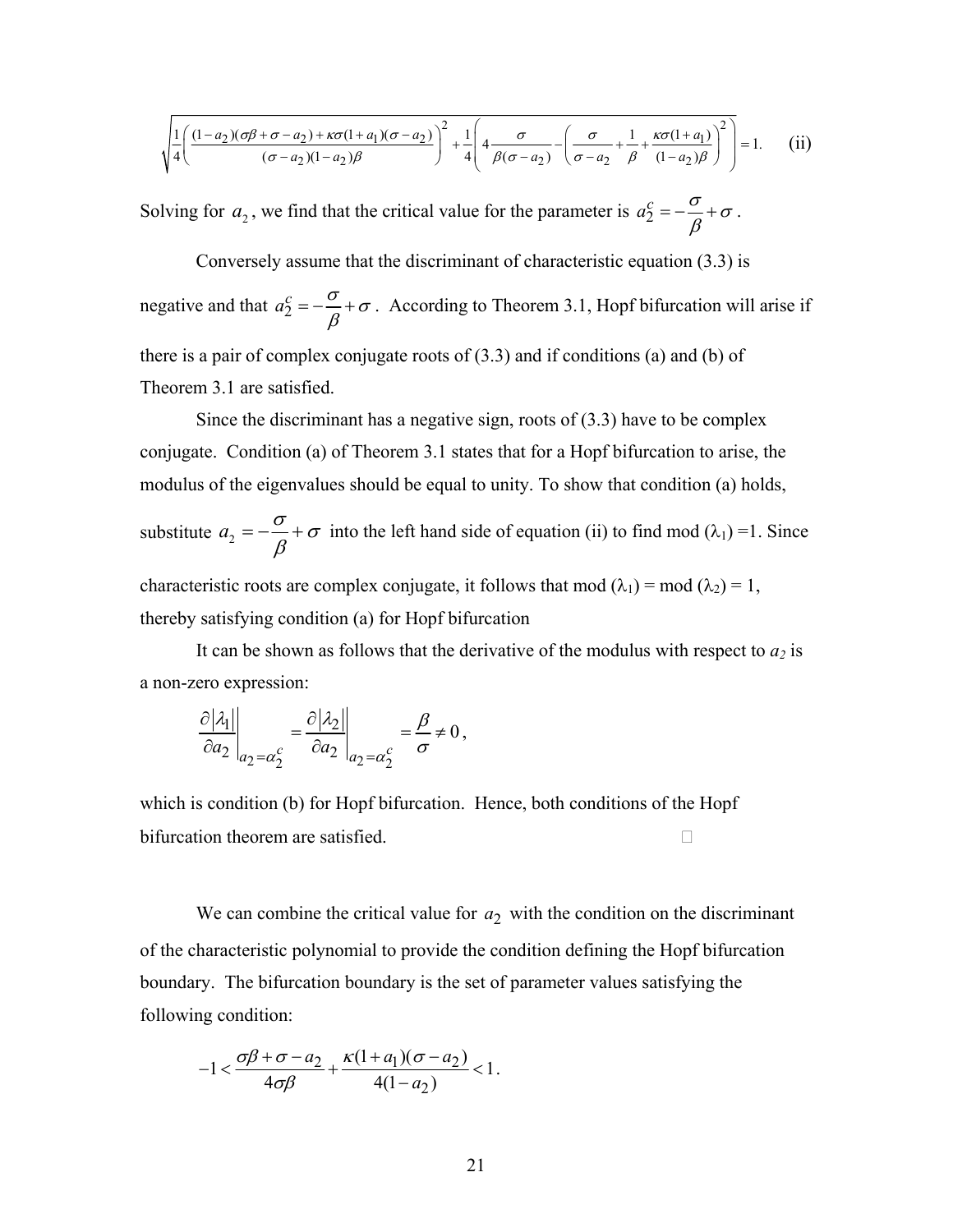$$\sqrt{\frac{1}{4}\left(\frac{(1-a_2)(\sigma\beta+\sigma-a_2)+\kappa\sigma(1+a_1)(\sigma-a_2)}{(\sigma-a_2)(1-a_2)\beta}\right)^2+\frac{1}{4}\left(4\frac{\sigma}{\beta(\sigma-a_2)}-\left(\frac{\sigma}{\sigma-a_2}+\frac{1}{\beta}+\frac{\kappa\sigma(1+a_1)}{(1-a_2)\beta}\right)^2\right)}=1. \qquad \text{(ii)}$$

Solving for $a_2$, we find that the critical value for the parameter is $a_2^c = -\frac{\sigma}{\beta} + \sigma$.

Conversely assume that the discriminant of characteristic equation (3.3) is negative and that $a_2^c = -\frac{\sigma}{\beta} + \sigma$. According to Theorem 3.1, Hopf bifurcation will arise if there is a pair of complex conjugate roots of (3.3) and if conditions (a) and (b) of Theorem 3.1 are satisfied.

Since the discriminant has a negative sign, roots of (3.3) have to be complex conjugate. Condition (a) of Theorem 3.1 states that for a Hopf bifurcation to arise, the modulus of the eigenvalues should be equal to unity. To show that condition (a) holds, substitute $a_2 = -\frac{\sigma}{\beta} + \sigma$ into the left hand side of equation (ii) to find mod $(\lambda_1)$ =1. Since characteristic roots are complex conjugate, it follows that mod $(\lambda_1)$ = mod $(\lambda_2)$ = 1, thereby satisfying condition (a) for Hopf bifurcation

It can be shown as follows that the derivative of the modulus with respect to $a_2$ is a non-zero expression:

$$\left.\frac{\partial|\lambda_1|}{\partial a_2}\right|_{a_2=\alpha_2^c} = \left.\frac{\partial|\lambda_2|}{\partial a_2}\right|_{a_2=\alpha_2^c} = \frac{\beta}{\sigma} \neq 0,$$

which is condition (b) for Hopf bifurcation. Hence, both conditions of the Hopf bifurcation theorem are satisfied. □

We can combine the critical value for $a_2$ with the condition on the discriminant of the characteristic polynomial to provide the condition defining the Hopf bifurcation boundary. The bifurcation boundary is the set of parameter values satisfying the following condition:

$$-1 < \frac{\sigma\beta+\sigma-a_2}{4\sigma\beta} + \frac{\kappa(1+a_1)(\sigma-a_2)}{4(1-a_2)} < 1.$$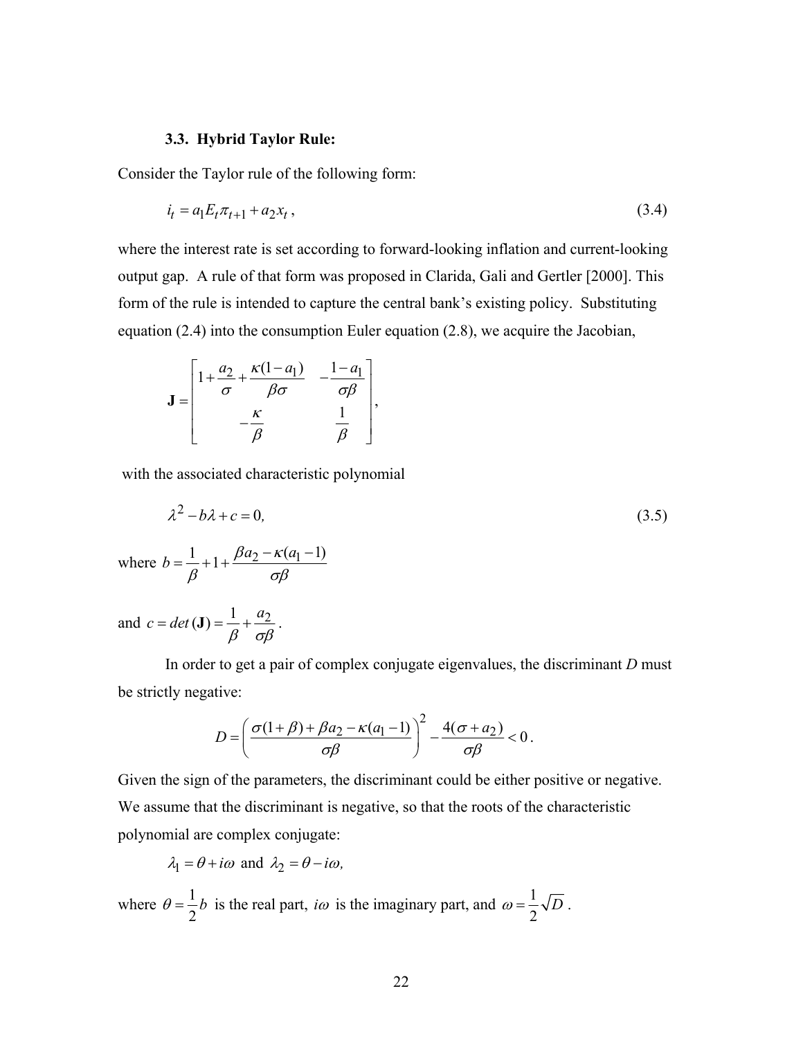### 3.3. Hybrid Taylor Rule:

Consider the Taylor rule of the following form:

$$i_t = a_1 E_t \pi_{t+1} + a_2 x_t \,, \tag{3.4}$$

where the interest rate is set according to forward-looking inflation and current-looking output gap. A rule of that form was proposed in Clarida, Gali and Gertler [2000]. This form of the rule is intended to capture the central bank's existing policy. Substituting equation (2.4) into the consumption Euler equation (2.8), we acquire the Jacobian,

$$\mathbf{J} = \begin{bmatrix} 1 + \dfrac{a_2}{\sigma} + \dfrac{\kappa(1-a_1)}{\beta\sigma} & -\dfrac{1-a_1}{\sigma\beta} \\ -\dfrac{\kappa}{\beta} & \dfrac{1}{\beta} \end{bmatrix},$$

with the associated characteristic polynomial

$$\lambda^2 - b\lambda + c = 0, \tag{3.5}$$

where $b = \dfrac{1}{\beta} + 1 + \dfrac{\beta a_2 - \kappa(a_1 - 1)}{\sigma\beta}$

and $c = det\,(\mathbf{J}) = \dfrac{1}{\beta} + \dfrac{a_2}{\sigma\beta}$.

In order to get a pair of complex conjugate eigenvalues, the discriminant $D$ must be strictly negative:

$$D = \left( \frac{\sigma(1+\beta) + \beta a_2 - \kappa(a_1 - 1)}{\sigma\beta} \right)^2 - \frac{4(\sigma + a_2)}{\sigma\beta} < 0 \,.$$

Given the sign of the parameters, the discriminant could be either positive or negative. We assume that the discriminant is negative, so that the roots of the characteristic polynomial are complex conjugate:

$\lambda_1 = \theta + i\omega$ and $\lambda_2 = \theta - i\omega,$

where $\theta = \dfrac{1}{2}b$ is the real part, $i\omega$ is the imaginary part, and $\omega = \dfrac{1}{2}\sqrt{D}$.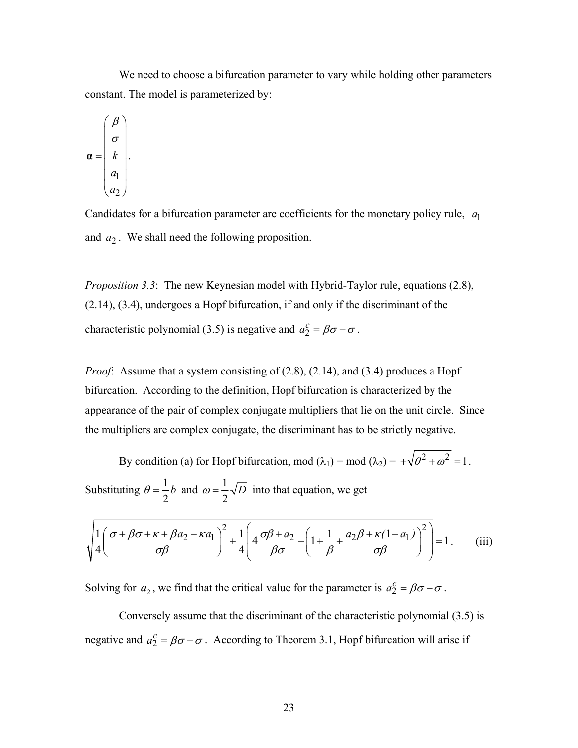We need to choose a bifurcation parameter to vary while holding other parameters constant. The model is parameterized by:

$$\boldsymbol{\alpha} = \begin{pmatrix} \beta \\ \sigma \\ k \\ a_1 \\ a_2 \end{pmatrix}.$$

Candidates for a bifurcation parameter are coefficients for the monetary policy rule, $a_1$ and $a_2$. We shall need the following proposition.

*Proposition 3.3*: The new Keynesian model with Hybrid-Taylor rule, equations (2.8), (2.14), (3.4), undergoes a Hopf bifurcation, if and only if the discriminant of the characteristic polynomial (3.5) is negative and $a_2^c = \beta\sigma - \sigma$.

*Proof*: Assume that a system consisting of (2.8), (2.14), and (3.4) produces a Hopf bifurcation. According to the definition, Hopf bifurcation is characterized by the appearance of the pair of complex conjugate multipliers that lie on the unit circle. Since the multipliers are complex conjugate, the discriminant has to be strictly negative.

By condition (a) for Hopf bifurcation, mod ($\lambda_1$) = mod ($\lambda_2$) = $+\sqrt{\theta^2 + \omega^2} = 1$. Substituting $\theta = \frac{1}{2}b$ and $\omega = \frac{1}{2}\sqrt{D}$ into that equation, we get

$$\sqrt{\frac{1}{4}\left(\frac{\sigma + \beta\sigma + \kappa + \beta a_2 - \kappa a_1}{\sigma\beta}\right)^2 + \frac{1}{4}\left(4\frac{\sigma\beta + a_2}{\beta\sigma} - \left(1 + \frac{1}{\beta} + \frac{a_2\beta + \kappa(1 - a_1)}{\sigma\beta}\right)^2\right)} = 1. \qquad \text{(iii)}$$

Solving for $a_2$, we find that the critical value for the parameter is $a_2^c = \beta\sigma - \sigma$.

Conversely assume that the discriminant of the characteristic polynomial (3.5) is negative and $a_2^c = \beta\sigma - \sigma$. According to Theorem 3.1, Hopf bifurcation will arise if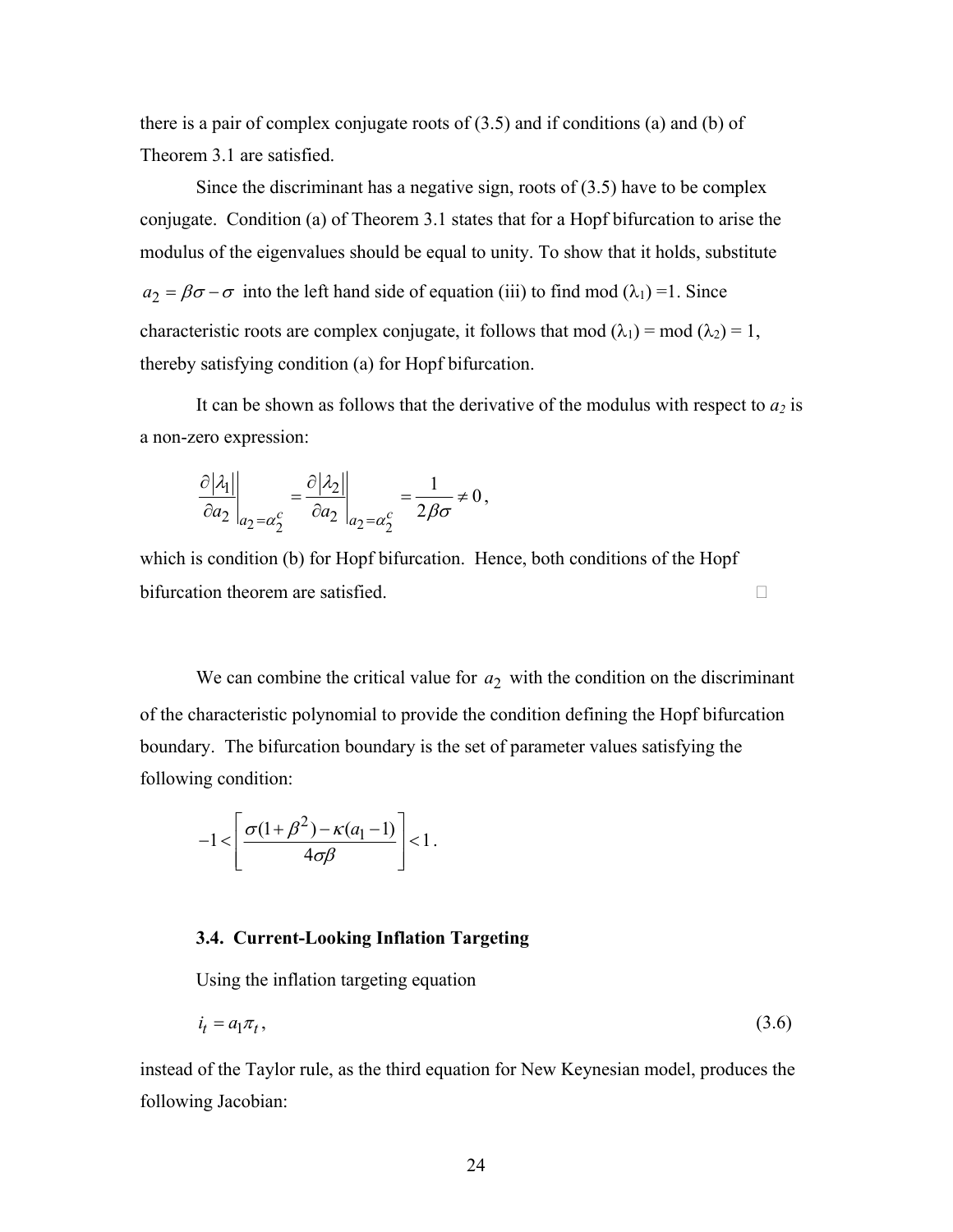there is a pair of complex conjugate roots of (3.5) and if conditions (a) and (b) of Theorem 3.1 are satisfied.

Since the discriminant has a negative sign, roots of (3.5) have to be complex conjugate. Condition (a) of Theorem 3.1 states that for a Hopf bifurcation to arise the modulus of the eigenvalues should be equal to unity. To show that it holds, substitute $a_2 = \beta\sigma - \sigma$ into the left hand side of equation (iii) to find mod ($\lambda_1$) =1. Since characteristic roots are complex conjugate, it follows that mod ($\lambda_1$) = mod ($\lambda_2$) = 1, thereby satisfying condition (a) for Hopf bifurcation.

It can be shown as follows that the derivative of the modulus with respect to $a_2$ is a non-zero expression:

$$\left.\frac{\partial |\lambda_1|}{\partial a_2}\right|_{a_2=\alpha_2^c} = \left.\frac{\partial |\lambda_2|}{\partial a_2}\right|_{a_2=\alpha_2^c} = \frac{1}{2\beta\sigma} \neq 0,$$

which is condition (b) for Hopf bifurcation. Hence, both conditions of the Hopf bifurcation theorem are satisfied. □

We can combine the critical value for $a_2$ with the condition on the discriminant of the characteristic polynomial to provide the condition defining the Hopf bifurcation boundary. The bifurcation boundary is the set of parameter values satisfying the following condition:

$$-1 < \left[\frac{\sigma(1+\beta^2) - \kappa(a_1 - 1)}{4\sigma\beta}\right] < 1.$$

### 3.4. Current-Looking Inflation Targeting

Using the inflation targeting equation

$$i_t = a_1 \pi_t, \tag{3.6}$$

instead of the Taylor rule, as the third equation for New Keynesian model, produces the following Jacobian: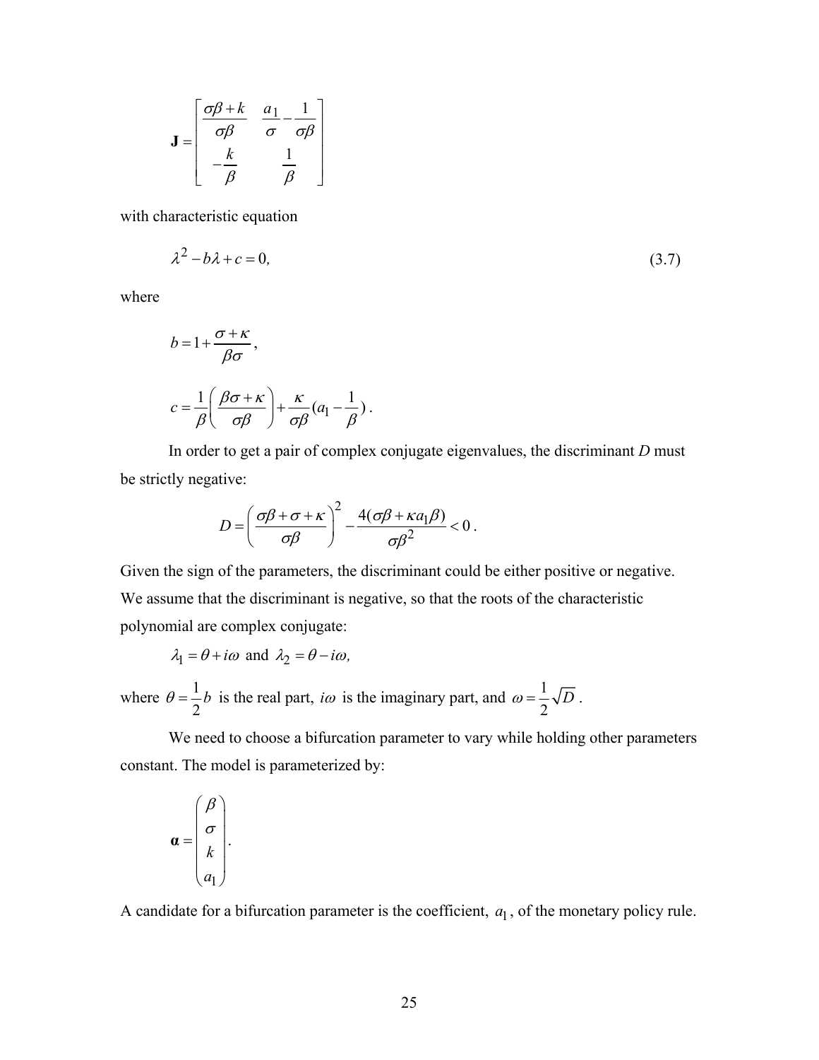$$\mathbf{J} = \begin{bmatrix} \dfrac{\sigma\beta + k}{\sigma\beta} & \dfrac{a_1}{\sigma} - \dfrac{1}{\sigma\beta} \\ -\dfrac{k}{\beta} & \dfrac{1}{\beta} \end{bmatrix}$$

with characteristic equation

$$\lambda^2 - b\lambda + c = 0, \tag{3.7}$$

where

$$b = 1 + \frac{\sigma + \kappa}{\beta\sigma},$$

$$c = \frac{1}{\beta}\left(\frac{\beta\sigma + \kappa}{\sigma\beta}\right) + \frac{\kappa}{\sigma\beta}(a_1 - \frac{1}{\beta}).$$

In order to get a pair of complex conjugate eigenvalues, the discriminant $D$ must be strictly negative:

$$D = \left(\frac{\sigma\beta + \sigma + \kappa}{\sigma\beta}\right)^2 - \frac{4(\sigma\beta + \kappa a_1 \beta)}{\sigma\beta^2} < 0.$$

Given the sign of the parameters, the discriminant could be either positive or negative. We assume that the discriminant is negative, so that the roots of the characteristic polynomial are complex conjugate:

$\lambda_1 = \theta + i\omega$ and $\lambda_2 = \theta - i\omega,$

where $\theta = \frac{1}{2}b$ is the real part, $i\omega$ is the imaginary part, and $\omega = \frac{1}{2}\sqrt{D}$.

We need to choose a bifurcation parameter to vary while holding other parameters constant. The model is parameterized by:

$$\boldsymbol{\alpha} = \begin{pmatrix} \beta \\ \sigma \\ k \\ a_1 \end{pmatrix}.$$

A candidate for a bifurcation parameter is the coefficient, $a_1$, of the monetary policy rule.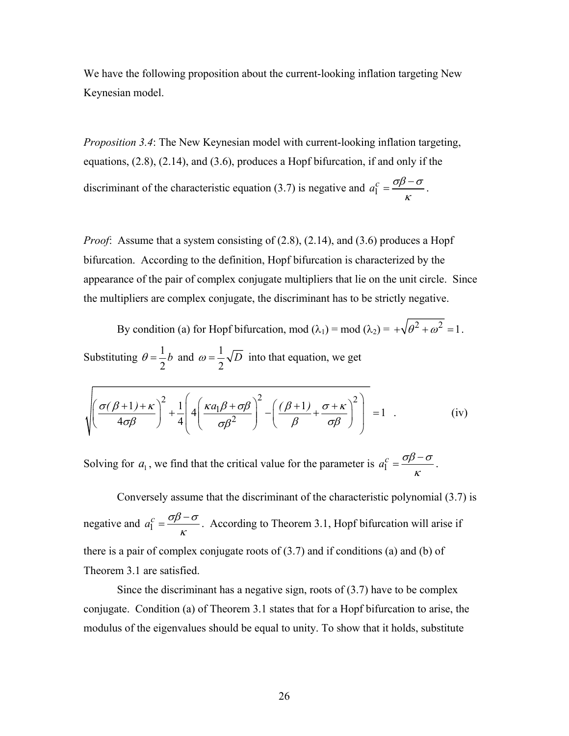We have the following proposition about the current-looking inflation targeting New Keynesian model.

*Proposition 3.4*: The New Keynesian model with current-looking inflation targeting, equations, (2.8), (2.14), and (3.6), produces a Hopf bifurcation, if and only if the discriminant of the characteristic equation (3.7) is negative and $a_1^c = \dfrac{\sigma\beta - \sigma}{\kappa}$.

*Proof*: Assume that a system consisting of (2.8), (2.14), and (3.6) produces a Hopf bifurcation. According to the definition, Hopf bifurcation is characterized by the appearance of the pair of complex conjugate multipliers that lie on the unit circle. Since the multipliers are complex conjugate, the discriminant has to be strictly negative.

By condition (a) for Hopf bifurcation, mod ($\lambda_1$) = mod ($\lambda_2$) = $+\sqrt{\theta^2 + \omega^2} = 1$. Substituting $\theta = \dfrac{1}{2}b$ and $\omega = \dfrac{1}{2}\sqrt{D}$ into that equation, we get

$$\sqrt{\left(\frac{\sigma(\beta+1)+\kappa}{4\sigma\beta}\right)^2 + \frac{1}{4}\left(4\left(\frac{\kappa a_1\beta + \sigma\beta}{\sigma\beta^2}\right)^2 - \left(\frac{(\beta+1)}{\beta} + \frac{\sigma+\kappa}{\sigma\beta}\right)^2\right)} = 1 \quad . \qquad \text{(iv)}$$

Solving for $a_1$, we find that the critical value for the parameter is $a_1^c = \dfrac{\sigma\beta - \sigma}{\kappa}$.

Conversely assume that the discriminant of the characteristic polynomial (3.7) is negative and $a_1^c = \dfrac{\sigma\beta - \sigma}{\kappa}$. According to Theorem 3.1, Hopf bifurcation will arise if there is a pair of complex conjugate roots of (3.7) and if conditions (a) and (b) of Theorem 3.1 are satisfied.

Since the discriminant has a negative sign, roots of (3.7) have to be complex conjugate. Condition (a) of Theorem 3.1 states that for a Hopf bifurcation to arise, the modulus of the eigenvalues should be equal to unity. To show that it holds, substitute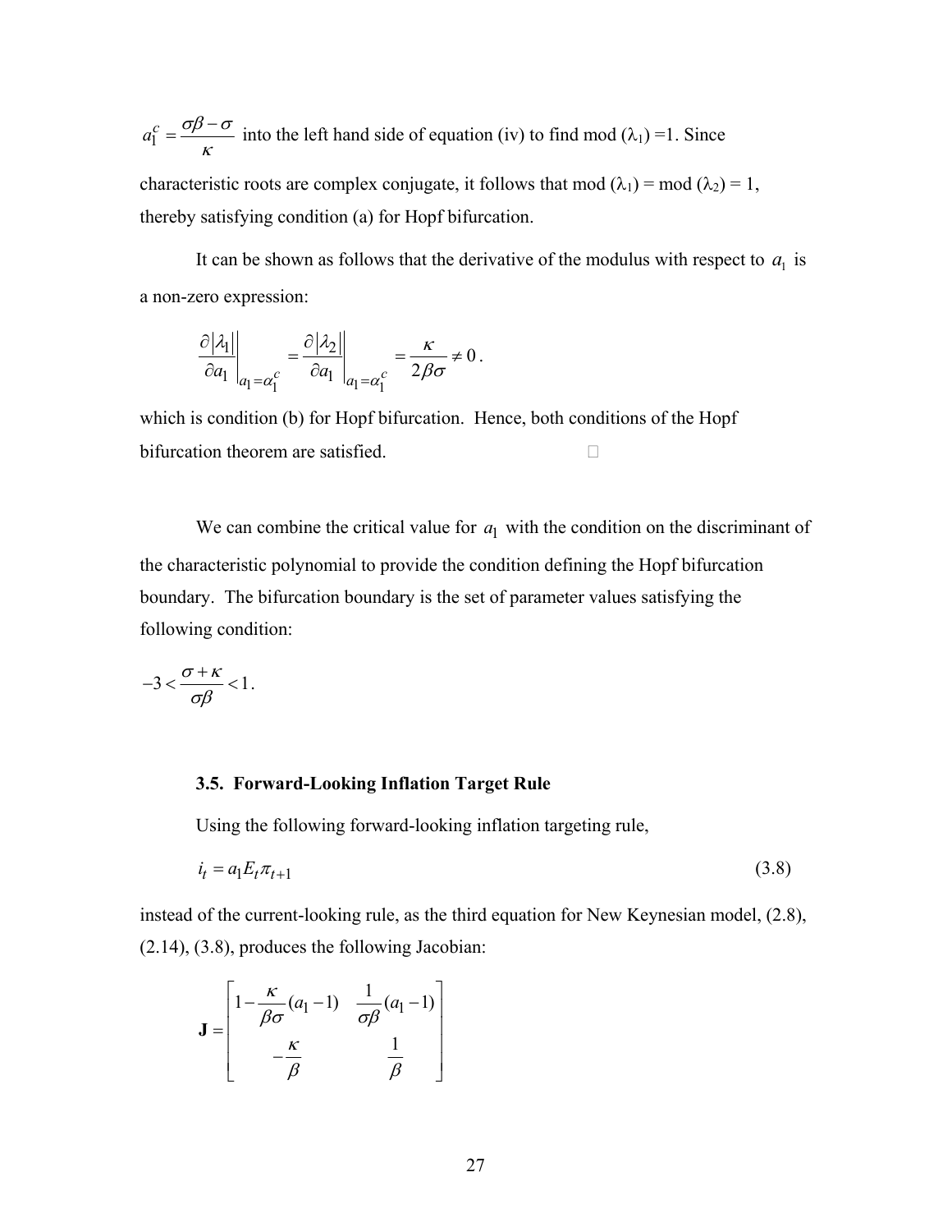$a_1^c = \dfrac{\sigma\beta - \sigma}{\kappa}$ into the left hand side of equation (iv) to find mod ($\lambda_1$) =1. Since characteristic roots are complex conjugate, it follows that mod ($\lambda_1$) = mod ($\lambda_2$) = 1, thereby satisfying condition (a) for Hopf bifurcation.

It can be shown as follows that the derivative of the modulus with respect to $a_1$ is a non-zero expression:

$$\left.\frac{\partial|\lambda_1|}{\partial a_1}\right|_{a_1=\alpha_1^c} = \left.\frac{\partial|\lambda_2|}{\partial a_1}\right|_{a_1=\alpha_1^c} = \frac{\kappa}{2\beta\sigma} \neq 0 .$$

which is condition (b) for Hopf bifurcation. Hence, both conditions of the Hopf bifurcation theorem are satisfied. □

We can combine the critical value for $a_1$ with the condition on the discriminant of the characteristic polynomial to provide the condition defining the Hopf bifurcation boundary. The bifurcation boundary is the set of parameter values satisfying the following condition:

$$-3 < \frac{\sigma + \kappa}{\sigma\beta} < 1 .$$

### 3.5. Forward-Looking Inflation Target Rule

Using the following forward-looking inflation targeting rule,

$$i_t = a_1 E_t \pi_{t+1} \tag{3.8}$$

instead of the current-looking rule, as the third equation for New Keynesian model, (2.8), (2.14), (3.8), produces the following Jacobian:

$$\mathbf{J} = \begin{bmatrix} 1 - \dfrac{\kappa}{\beta\sigma}(a_1 - 1) & \dfrac{1}{\sigma\beta}(a_1 - 1) \\ -\dfrac{\kappa}{\beta} & \dfrac{1}{\beta} \end{bmatrix}$$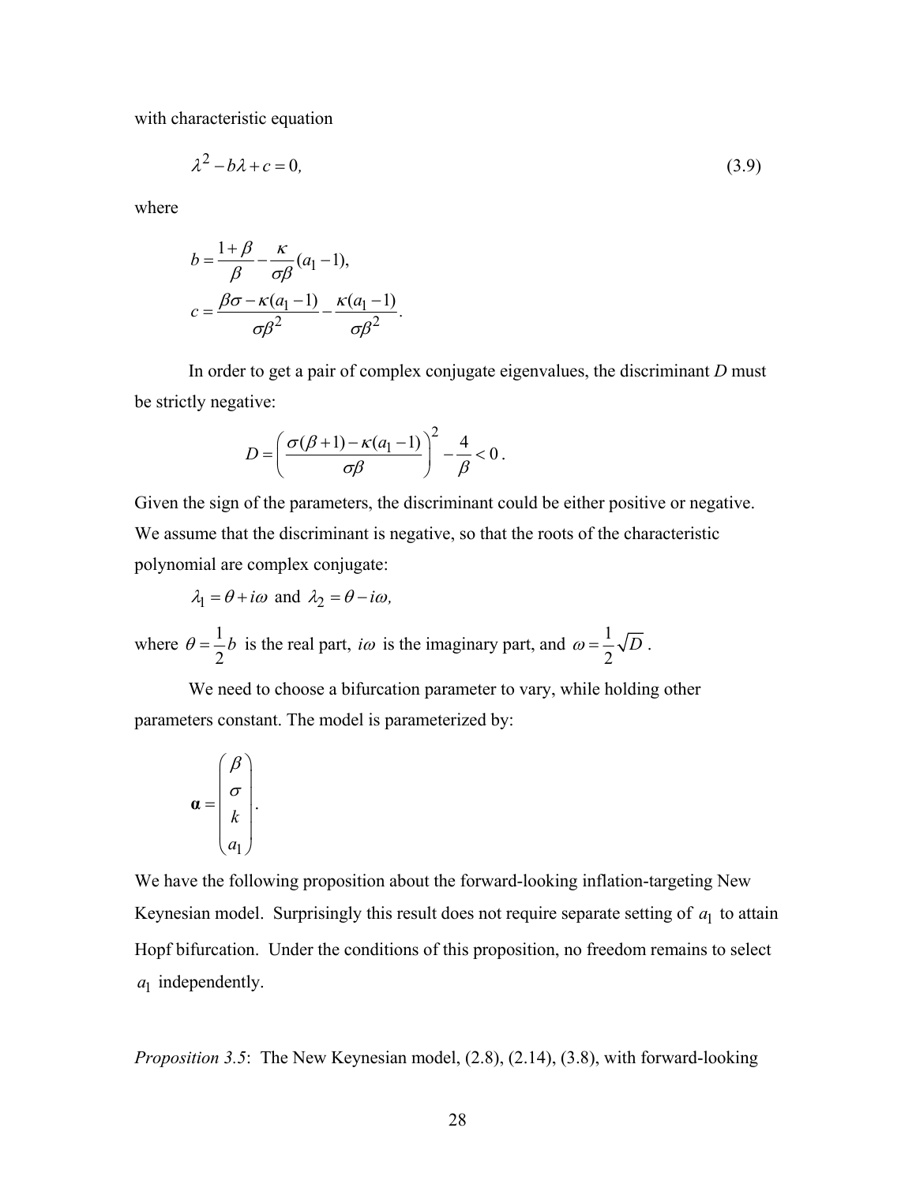with characteristic equation

$$\lambda^2 - b\lambda + c = 0, \tag{3.9}$$

where

$$b = \frac{1+\beta}{\beta} - \frac{\kappa}{\sigma\beta}(a_1 - 1),$$

$$c = \frac{\beta\sigma - \kappa(a_1 - 1)}{\sigma\beta^2} - \frac{\kappa(a_1 - 1)}{\sigma\beta^2}.$$

In order to get a pair of complex conjugate eigenvalues, the discriminant $D$ must be strictly negative:

$$D = \left( \frac{\sigma(\beta+1) - \kappa(a_1 - 1)}{\sigma\beta} \right)^2 - \frac{4}{\beta} < 0 .$$

Given the sign of the parameters, the discriminant could be either positive or negative. We assume that the discriminant is negative, so that the roots of the characteristic polynomial are complex conjugate:

$\lambda_1 = \theta + i\omega$ and $\lambda_2 = \theta - i\omega,$

where $\theta = \frac{1}{2}b$ is the real part, $i\omega$ is the imaginary part, and $\omega = \frac{1}{2}\sqrt{D}$ .

We need to choose a bifurcation parameter to vary, while holding other parameters constant. The model is parameterized by:

$$\boldsymbol{\alpha} = \begin{pmatrix} \beta \\ \sigma \\ k \\ a_1 \end{pmatrix}.$$

We have the following proposition about the forward-looking inflation-targeting New Keynesian model. Surprisingly this result does not require separate setting of $a_1$ to attain Hopf bifurcation. Under the conditions of this proposition, no freedom remains to select $a_1$ independently.

*Proposition 3.5*: The New Keynesian model, (2.8), (2.14), (3.8), with forward-looking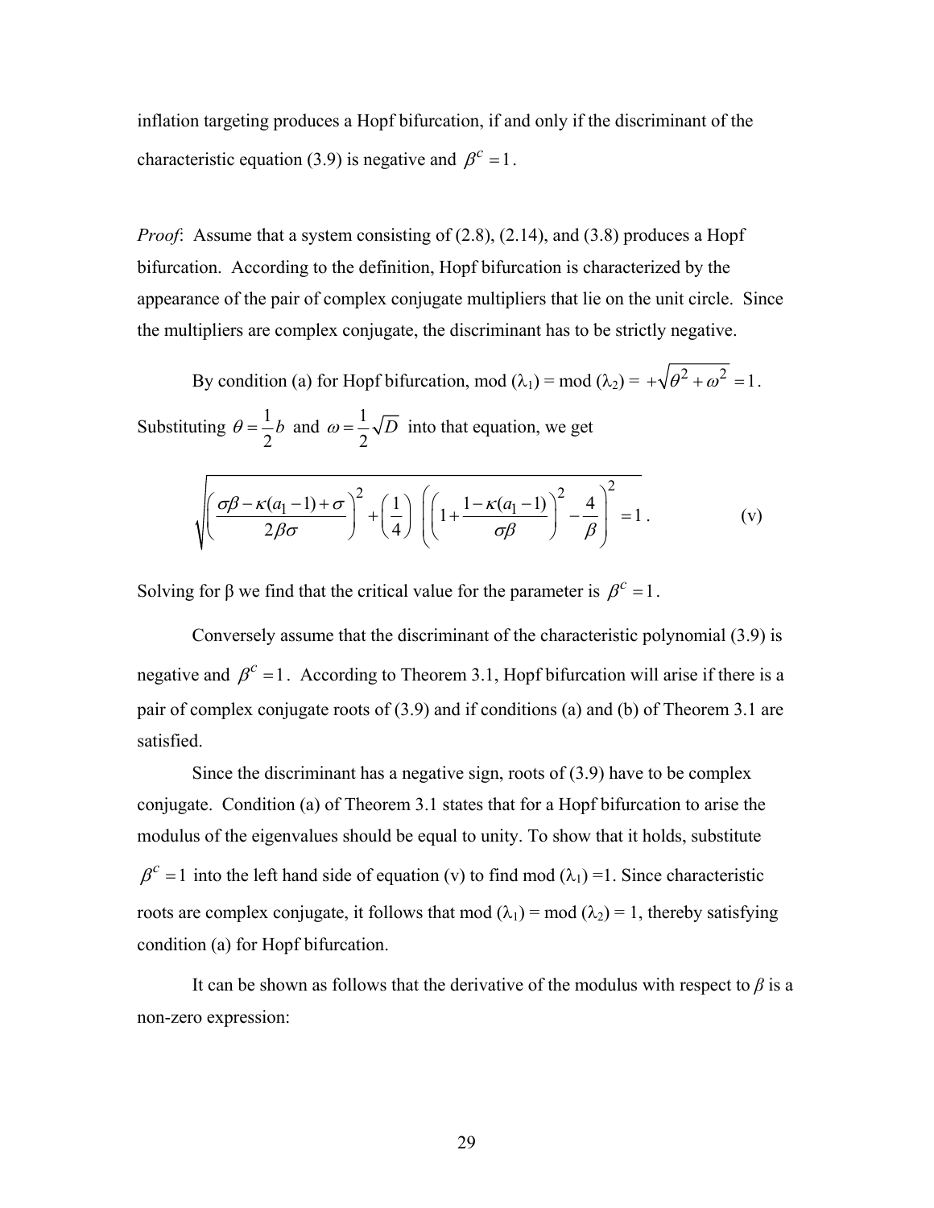inflation targeting produces a Hopf bifurcation, if and only if the discriminant of the characteristic equation (3.9) is negative and $\beta^c = 1$.

*Proof*: Assume that a system consisting of (2.8), (2.14), and (3.8) produces a Hopf bifurcation. According to the definition, Hopf bifurcation is characterized by the appearance of the pair of complex conjugate multipliers that lie on the unit circle. Since the multipliers are complex conjugate, the discriminant has to be strictly negative.

By condition (a) for Hopf bifurcation, mod ($\lambda_1$) = mod ($\lambda_2$) = $+\sqrt{\theta^2 + \omega^2} = 1$. Substituting $\theta = \frac{1}{2}b$ and $\omega = \frac{1}{2}\sqrt{D}$ into that equation, we get

$$\sqrt{\left(\frac{\sigma\beta - \kappa(a_1 - 1) + \sigma}{2\beta\sigma}\right)^2 + \left(\frac{1}{4}\right)\left(\left(1 + \frac{1 - \kappa(a_1 - 1)}{\sigma\beta}\right)^2 - \frac{4}{\beta}\right)^2} = 1 . \qquad \text{(v)}$$

Solving for β we find that the critical value for the parameter is $\beta^c = 1$.

Conversely assume that the discriminant of the characteristic polynomial (3.9) is negative and $\beta^c = 1$. According to Theorem 3.1, Hopf bifurcation will arise if there is a pair of complex conjugate roots of (3.9) and if conditions (a) and (b) of Theorem 3.1 are satisfied.

Since the discriminant has a negative sign, roots of (3.9) have to be complex conjugate. Condition (a) of Theorem 3.1 states that for a Hopf bifurcation to arise the modulus of the eigenvalues should be equal to unity. To show that it holds, substitute $\beta^c = 1$ into the left hand side of equation (v) to find mod ($\lambda_1$) =1. Since characteristic roots are complex conjugate, it follows that mod ($\lambda_1$) = mod ($\lambda_2$) = 1, thereby satisfying condition (a) for Hopf bifurcation.

It can be shown as follows that the derivative of the modulus with respect to $\beta$ is a non-zero expression: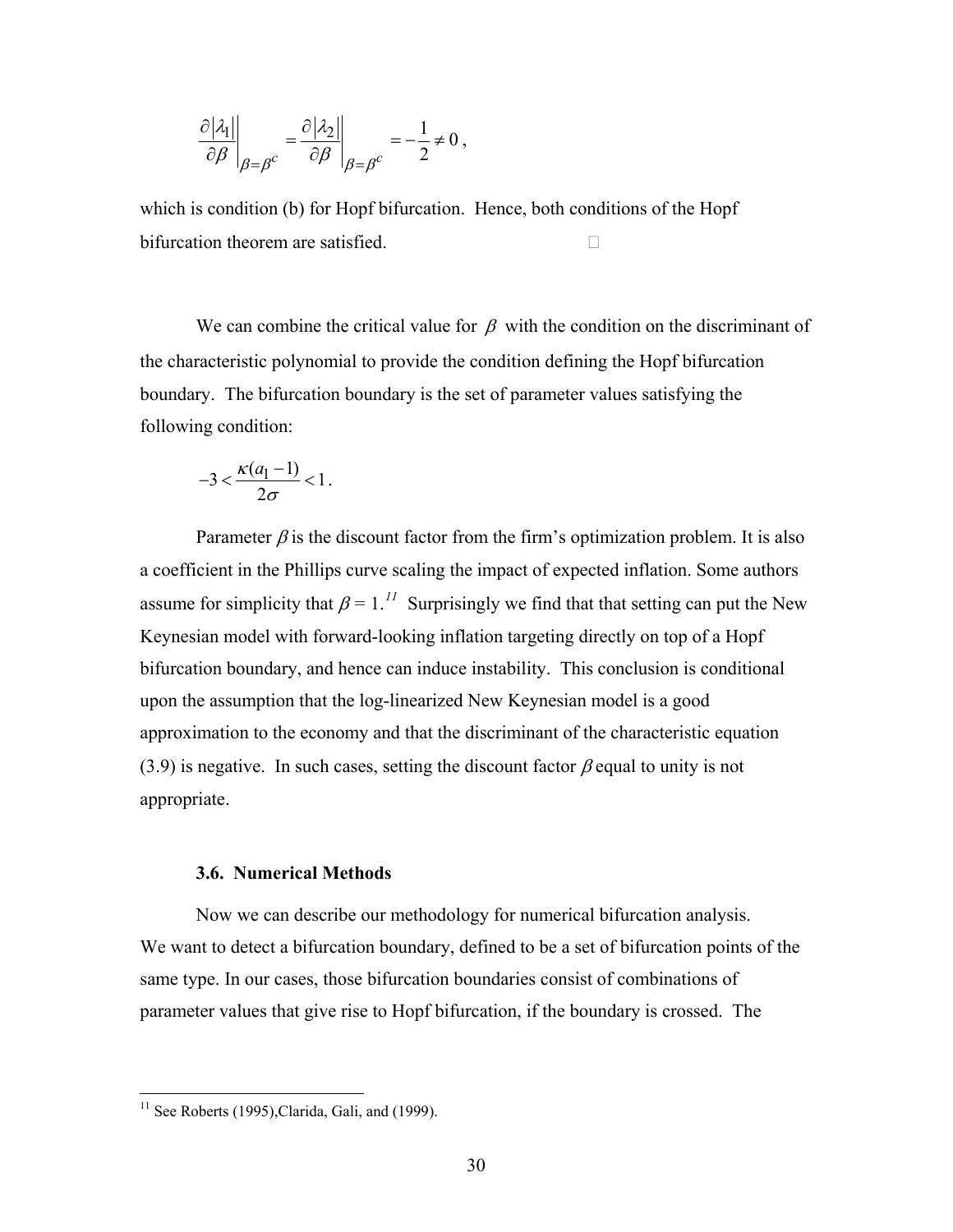$$\left.\frac{\partial|\lambda_1|}{\partial\beta}\right|_{\beta=\beta^c} = \left.\frac{\partial|\lambda_2|}{\partial\beta}\right|_{\beta=\beta^c} = -\frac{1}{2} \neq 0\,,$$

which is condition (b) for Hopf bifurcation. Hence, both conditions of the Hopf bifurcation theorem are satisfied. □

We can combine the critical value for $\beta$ with the condition on the discriminant of the characteristic polynomial to provide the condition defining the Hopf bifurcation boundary. The bifurcation boundary is the set of parameter values satisfying the following condition:

$$-3 < \frac{\kappa(a_1 - 1)}{2\sigma} < 1\,.$$

Parameter $\beta$ is the discount factor from the firm's optimization problem. It is also a coefficient in the Phillips curve scaling the impact of expected inflation. Some authors assume for simplicity that $\beta = 1$.[11] Surprisingly we find that that setting can put the New Keynesian model with forward-looking inflation targeting directly on top of a Hopf bifurcation boundary, and hence can induce instability. This conclusion is conditional upon the assumption that the log-linearized New Keynesian model is a good approximation to the economy and that the discriminant of the characteristic equation (3.9) is negative. In such cases, setting the discount factor $\beta$ equal to unity is not appropriate.

### 3.6. Numerical Methods

Now we can describe our methodology for numerical bifurcation analysis. We want to detect a bifurcation boundary, defined to be a set of bifurcation points of the same type. In our cases, those bifurcation boundaries consist of combinations of parameter values that give rise to Hopf bifurcation, if the boundary is crossed. The

[11] See Roberts (1995),Clarida, Gali, and (1999).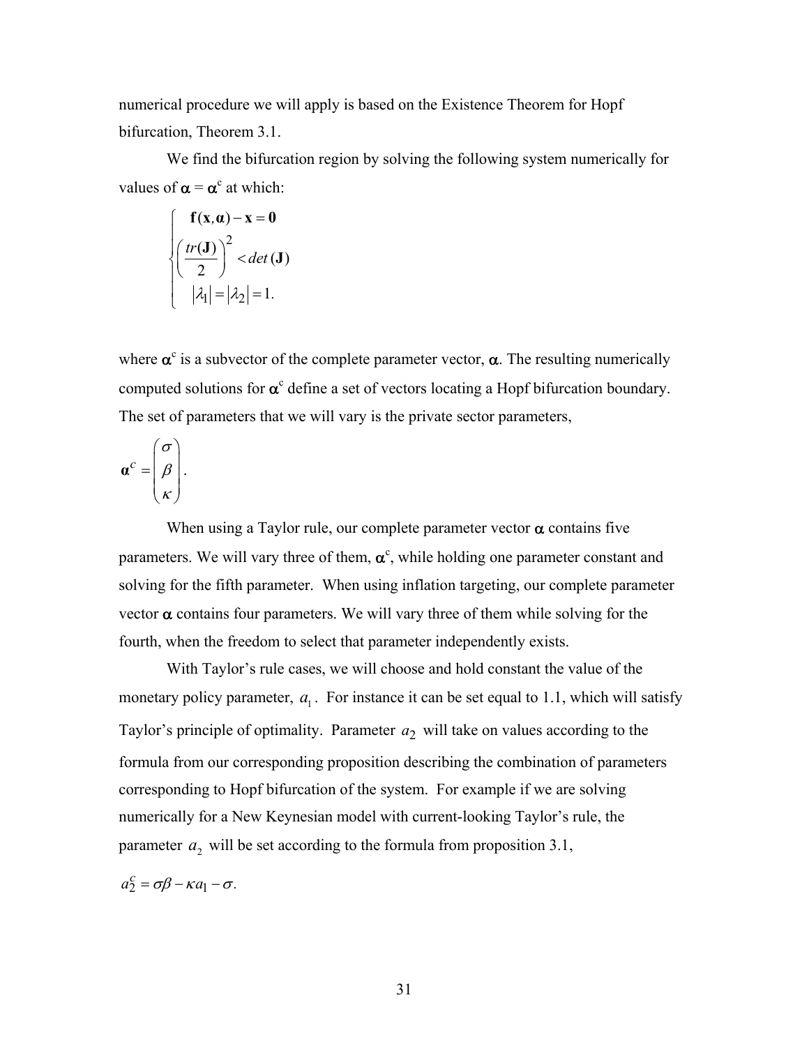numerical procedure we will apply is based on the Existence Theorem for Hopf bifurcation, Theorem 3.1.

We find the bifurcation region by solving the following system numerically for values of $\boldsymbol{\alpha} = \boldsymbol{\alpha}^c$ at which:

$$
\begin{cases}
\mathbf{f}(\mathbf{x}, \boldsymbol{\alpha}) - \mathbf{x} = \mathbf{0} \\
\left( \dfrac{tr(\mathbf{J})}{2} \right)^2 < det\,(\mathbf{J}) \\
|\lambda_1| = |\lambda_2| = 1.
\end{cases}
$$

where $\boldsymbol{\alpha}^c$ is a subvector of the complete parameter vector, $\boldsymbol{\alpha}$. The resulting numerically computed solutions for $\boldsymbol{\alpha}^c$ define a set of vectors locating a Hopf bifurcation boundary. The set of parameters that we will vary is the private sector parameters,

$$
\boldsymbol{\alpha}^C = \begin{pmatrix} \sigma \\ \beta \\ \kappa \end{pmatrix}.
$$

When using a Taylor rule, our complete parameter vector $\boldsymbol{\alpha}$ contains five parameters. We will vary three of them, $\boldsymbol{\alpha}^c$, while holding one parameter constant and solving for the fifth parameter. When using inflation targeting, our complete parameter vector $\boldsymbol{\alpha}$ contains four parameters. We will vary three of them while solving for the fourth, when the freedom to select that parameter independently exists.

With Taylor's rule cases, we will choose and hold constant the value of the monetary policy parameter, $a_1$. For instance it can be set equal to 1.1, which will satisfy Taylor's principle of optimality. Parameter $a_2$ will take on values according to the formula from our corresponding proposition describing the combination of parameters corresponding to Hopf bifurcation of the system. For example if we are solving numerically for a New Keynesian model with current-looking Taylor's rule, the parameter $a_2$ will be set according to the formula from proposition 3.1,

$a_2^c = \sigma\beta - \kappa a_1 - \sigma.$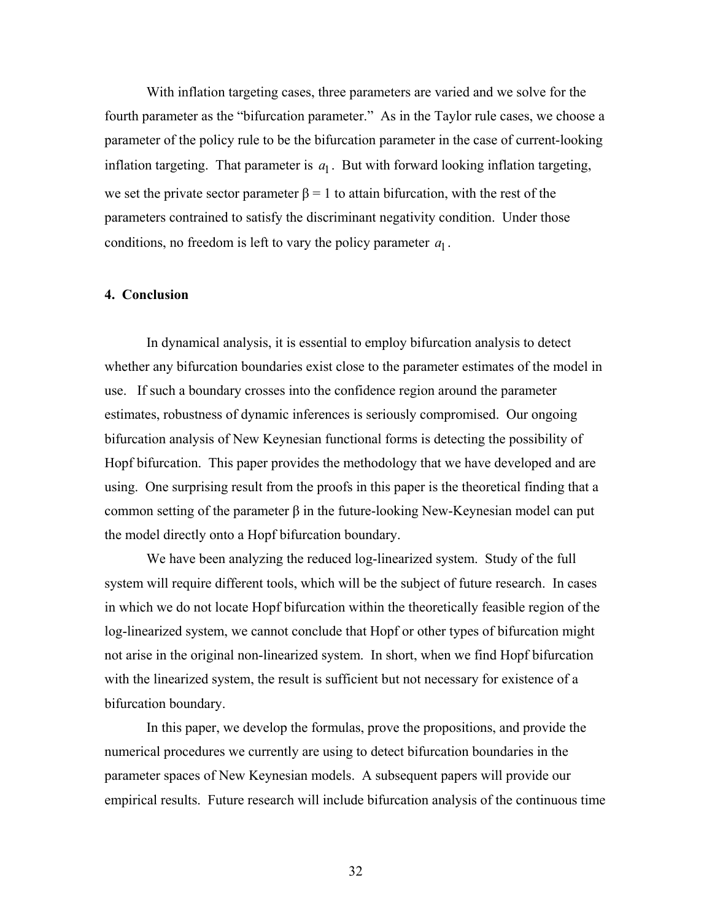With inflation targeting cases, three parameters are varied and we solve for the fourth parameter as the "bifurcation parameter." As in the Taylor rule cases, we choose a parameter of the policy rule to be the bifurcation parameter in the case of current-looking inflation targeting. That parameter is $a_1$. But with forward looking inflation targeting, we set the private sector parameter $\beta = 1$ to attain bifurcation, with the rest of the parameters contrained to satisfy the discriminant negativity condition. Under those conditions, no freedom is left to vary the policy parameter $a_1$.

## 4. Conclusion

In dynamical analysis, it is essential to employ bifurcation analysis to detect whether any bifurcation boundaries exist close to the parameter estimates of the model in use. If such a boundary crosses into the confidence region around the parameter estimates, robustness of dynamic inferences is seriously compromised. Our ongoing bifurcation analysis of New Keynesian functional forms is detecting the possibility of Hopf bifurcation. This paper provides the methodology that we have developed and are using. One surprising result from the proofs in this paper is the theoretical finding that a common setting of the parameter $\beta$ in the future-looking New-Keynesian model can put the model directly onto a Hopf bifurcation boundary.

We have been analyzing the reduced log-linearized system. Study of the full system will require different tools, which will be the subject of future research. In cases in which we do not locate Hopf bifurcation within the theoretically feasible region of the log-linearized system, we cannot conclude that Hopf or other types of bifurcation might not arise in the original non-linearized system. In short, when we find Hopf bifurcation with the linearized system, the result is sufficient but not necessary for existence of a bifurcation boundary.

In this paper, we develop the formulas, prove the propositions, and provide the numerical procedures we currently are using to detect bifurcation boundaries in the parameter spaces of New Keynesian models. A subsequent papers will provide our empirical results. Future research will include bifurcation analysis of the continuous time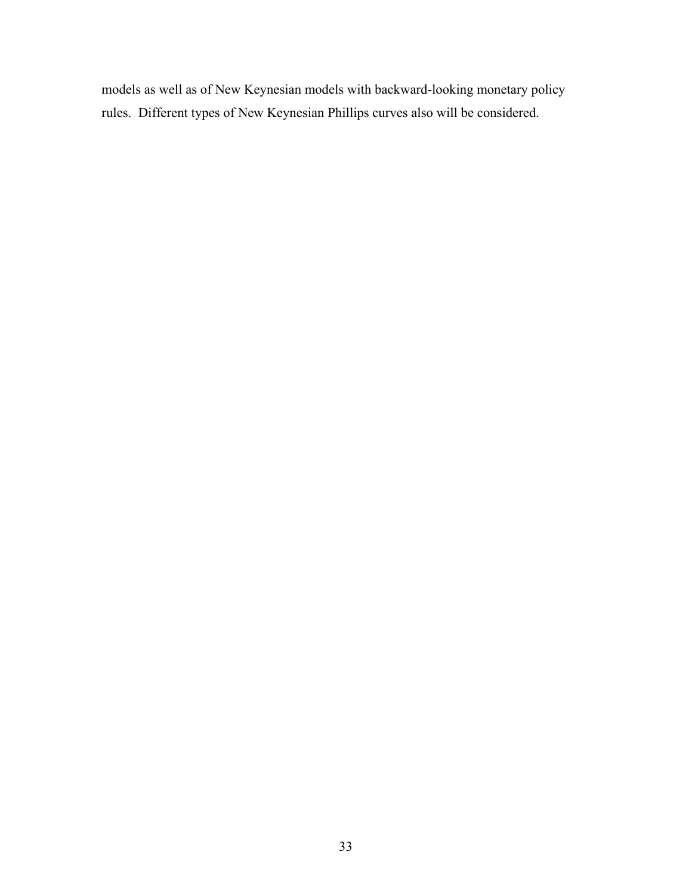models as well as of New Keynesian models with backward-looking monetary policy rules. Different types of New Keynesian Phillips curves also will be considered.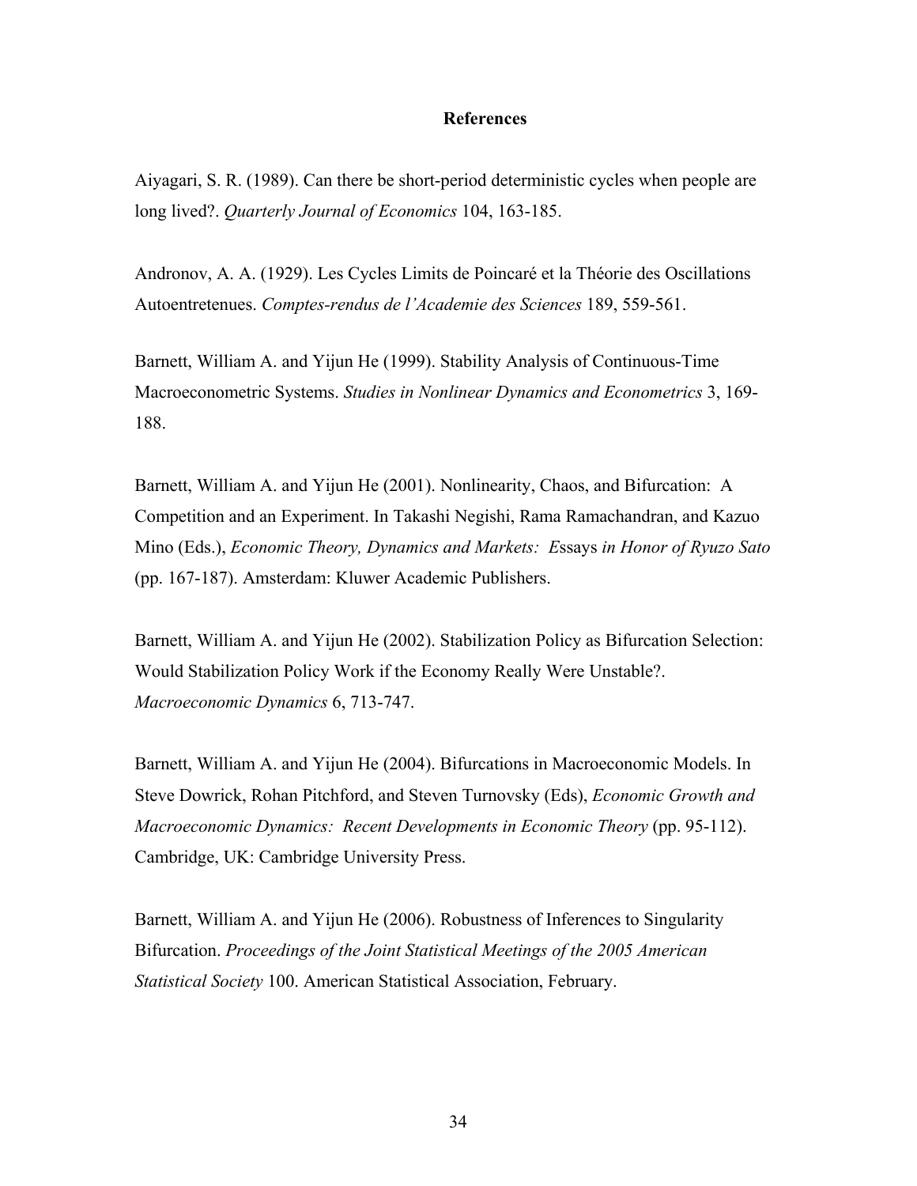## References

Aiyagari, S. R. (1989). Can there be short-period deterministic cycles when people are long lived?. *Quarterly Journal of Economics* 104, 163-185.

Andronov, A. A. (1929). Les Cycles Limits de Poincaré et la Théorie des Oscillations Autoentretenues. *Comptes-rendus de l'Academie des Sciences* 189, 559-561.

Barnett, William A. and Yijun He (1999). Stability Analysis of Continuous-Time Macroeconometric Systems. *Studies in Nonlinear Dynamics and Econometrics* 3, 169-188.

Barnett, William A. and Yijun He (2001). Nonlinearity, Chaos, and Bifurcation: A Competition and an Experiment. In Takashi Negishi, Rama Ramachandran, and Kazuo Mino (Eds.), *Economic Theory, Dynamics and Markets: E*ssays *in Honor of Ryuzo Sato* (pp. 167-187). Amsterdam: Kluwer Academic Publishers.

Barnett, William A. and Yijun He (2002). Stabilization Policy as Bifurcation Selection: Would Stabilization Policy Work if the Economy Really Were Unstable?. *Macroeconomic Dynamics* 6, 713-747.

Barnett, William A. and Yijun He (2004). Bifurcations in Macroeconomic Models. In Steve Dowrick, Rohan Pitchford, and Steven Turnovsky (Eds), *Economic Growth and Macroeconomic Dynamics: Recent Developments in Economic Theory* (pp. 95-112). Cambridge, UK: Cambridge University Press.

Barnett, William A. and Yijun He (2006). Robustness of Inferences to Singularity Bifurcation. *Proceedings of the Joint Statistical Meetings of the 2005 American Statistical Society* 100. American Statistical Association, February.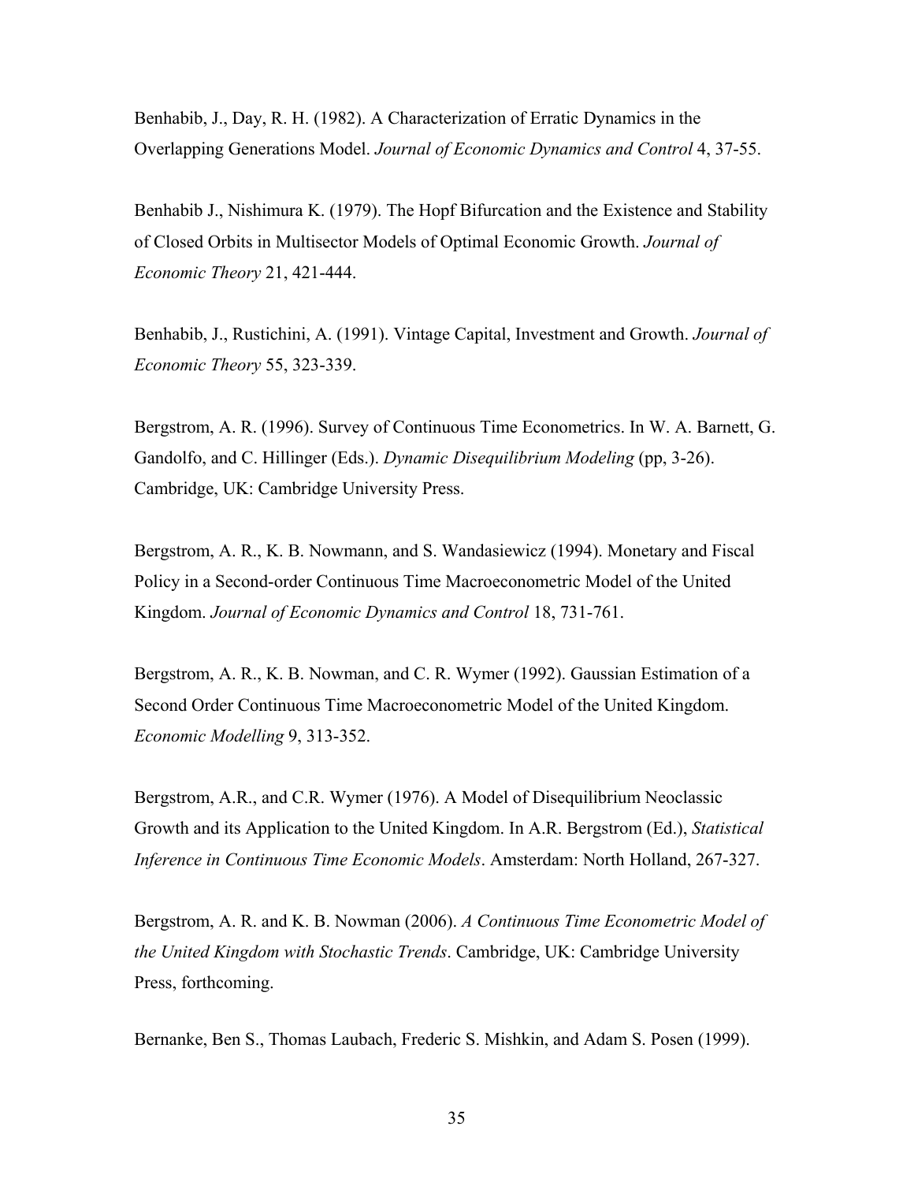Benhabib, J., Day, R. H. (1982). A Characterization of Erratic Dynamics in the Overlapping Generations Model. *Journal of Economic Dynamics and Control* 4, 37-55.

Benhabib J., Nishimura K. (1979). The Hopf Bifurcation and the Existence and Stability of Closed Orbits in Multisector Models of Optimal Economic Growth. *Journal of Economic Theory* 21, 421-444.

Benhabib, J., Rustichini, A. (1991). Vintage Capital, Investment and Growth. *Journal of Economic Theory* 55, 323-339.

Bergstrom, A. R. (1996). Survey of Continuous Time Econometrics. In W. A. Barnett, G. Gandolfo, and C. Hillinger (Eds.). *Dynamic Disequilibrium Modeling* (pp, 3-26). Cambridge, UK: Cambridge University Press.

Bergstrom, A. R., K. B. Nowmann, and S. Wandasiewicz (1994). Monetary and Fiscal Policy in a Second-order Continuous Time Macroeconometric Model of the United Kingdom. *Journal of Economic Dynamics and Control* 18, 731-761.

Bergstrom, A. R., K. B. Nowman, and C. R. Wymer (1992). Gaussian Estimation of a Second Order Continuous Time Macroeconometric Model of the United Kingdom. *Economic Modelling* 9, 313-352.

Bergstrom, A.R., and C.R. Wymer (1976). A Model of Disequilibrium Neoclassic Growth and its Application to the United Kingdom. In A.R. Bergstrom (Ed.), *Statistical Inference in Continuous Time Economic Models*. Amsterdam: North Holland, 267-327.

Bergstrom, A. R. and K. B. Nowman (2006). *A Continuous Time Econometric Model of the United Kingdom with Stochastic Trends*. Cambridge, UK: Cambridge University Press, forthcoming.

Bernanke, Ben S., Thomas Laubach, Frederic S. Mishkin, and Adam S. Posen (1999).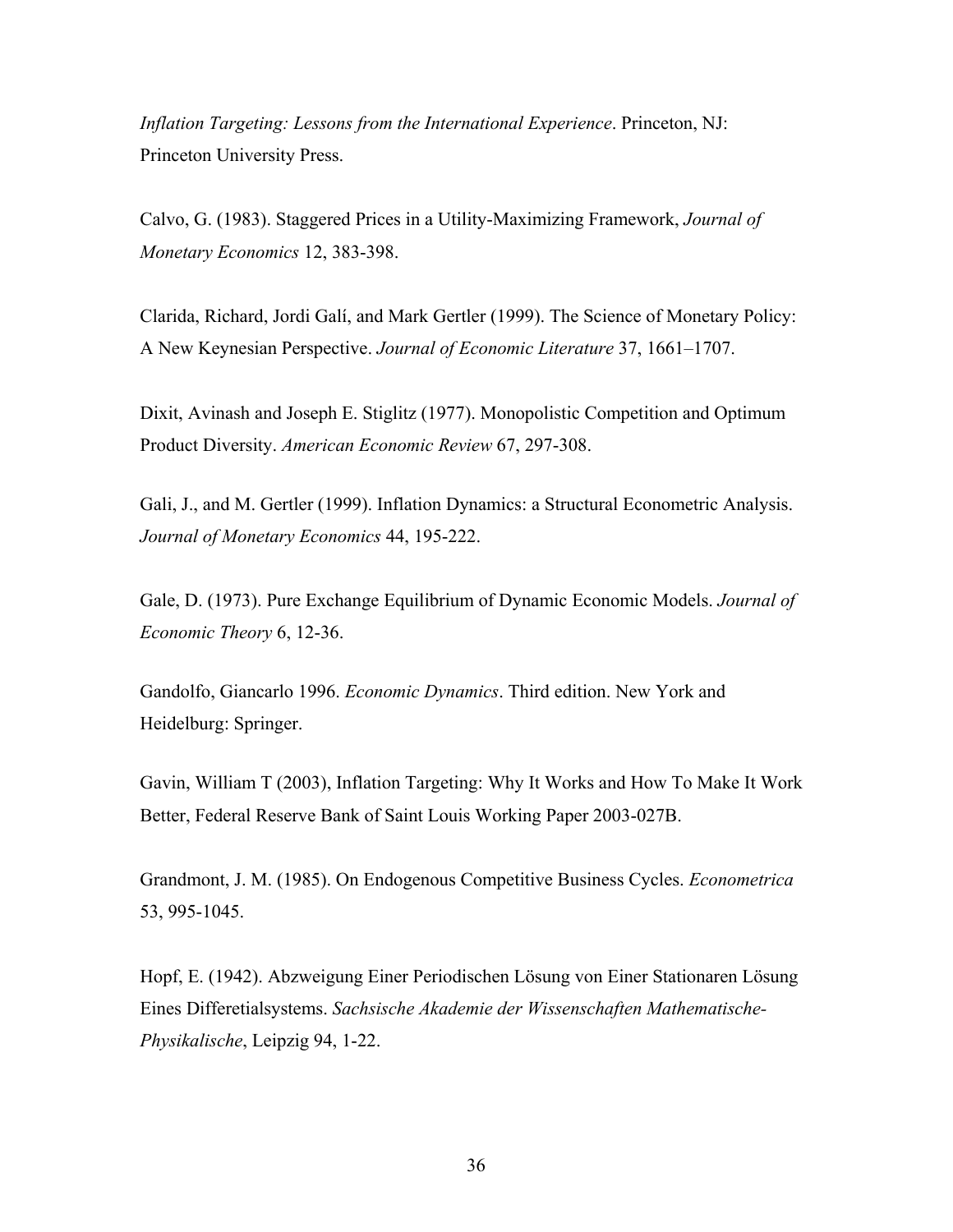*Inflation Targeting: Lessons from the International Experience*. Princeton, NJ: Princeton University Press.

Calvo, G. (1983). Staggered Prices in a Utility-Maximizing Framework, *Journal of Monetary Economics* 12, 383-398.

Clarida, Richard, Jordi Galí, and Mark Gertler (1999). The Science of Monetary Policy: A New Keynesian Perspective. *Journal of Economic Literature* 37, 1661–1707.

Dixit, Avinash and Joseph E. Stiglitz (1977). Monopolistic Competition and Optimum Product Diversity. *American Economic Review* 67, 297-308.

Gali, J., and M. Gertler (1999). Inflation Dynamics: a Structural Econometric Analysis. *Journal of Monetary Economics* 44, 195-222.

Gale, D. (1973). Pure Exchange Equilibrium of Dynamic Economic Models. *Journal of Economic Theory* 6, 12-36.

Gandolfo, Giancarlo 1996. *Economic Dynamics*. Third edition. New York and Heidelburg: Springer.

Gavin, William T (2003), Inflation Targeting: Why It Works and How To Make It Work Better, Federal Reserve Bank of Saint Louis Working Paper 2003-027B.

Grandmont, J. M. (1985). On Endogenous Competitive Business Cycles. *Econometrica* 53, 995-1045.

Hopf, E. (1942). Abzweigung Einer Periodischen Lösung von Einer Stationaren Lösung Eines Differetialsystems. *Sachsische Akademie der Wissenschaften Mathematische-Physikalische*, Leipzig 94, 1-22.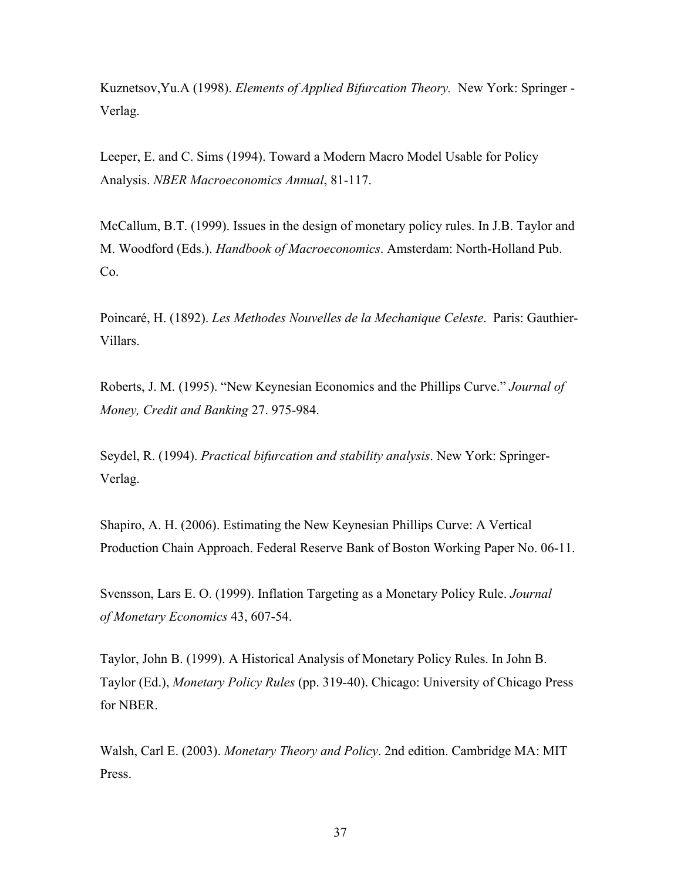Kuznetsov,Yu.A (1998). *Elements of Applied Bifurcation Theory.* New York: Springer - Verlag.

Leeper, E. and C. Sims (1994). Toward a Modern Macro Model Usable for Policy Analysis. *NBER Macroeconomics Annual*, 81-117.

McCallum, B.T. (1999). Issues in the design of monetary policy rules. In J.B. Taylor and M. Woodford (Eds.). *Handbook of Macroeconomics*. Amsterdam: North-Holland Pub. Co.

Poincaré, H. (1892). *Les Methodes Nouvelles de la Mechanique Celeste*. Paris: Gauthier-Villars.

Roberts, J. M. (1995). "New Keynesian Economics and the Phillips Curve." *Journal of Money, Credit and Banking* 27. 975-984.

Seydel, R. (1994). *Practical bifurcation and stability analysis*. New York: Springer-Verlag.

Shapiro, A. H. (2006). Estimating the New Keynesian Phillips Curve: A Vertical Production Chain Approach. Federal Reserve Bank of Boston Working Paper No. 06-11.

Svensson, Lars E. O. (1999). Inflation Targeting as a Monetary Policy Rule. *Journal of Monetary Economics* 43, 607-54.

Taylor, John B. (1999). A Historical Analysis of Monetary Policy Rules. In John B. Taylor (Ed.), *Monetary Policy Rules* (pp. 319-40). Chicago: University of Chicago Press for NBER.

Walsh, Carl E. (2003). *Monetary Theory and Policy*. 2nd edition. Cambridge MA: MIT Press.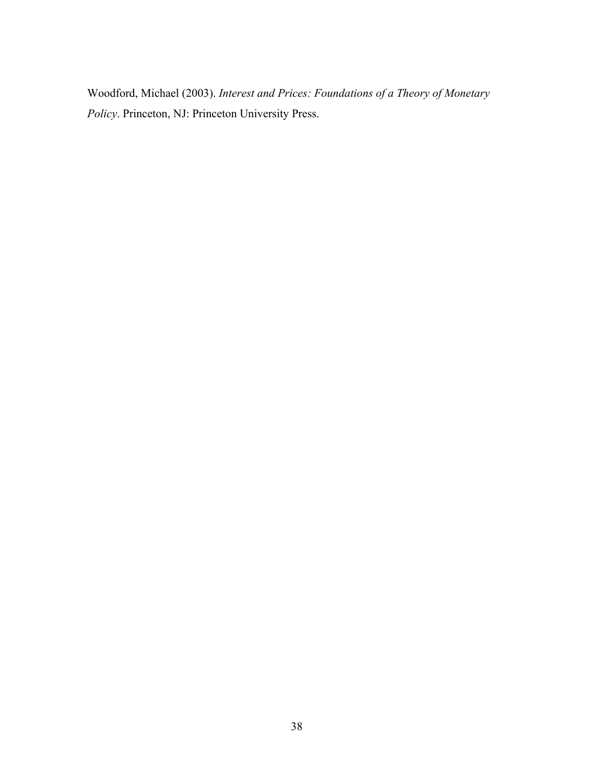Woodford, Michael (2003). *Interest and Prices: Foundations of a Theory of Monetary Policy*. Princeton, NJ: Princeton University Press.